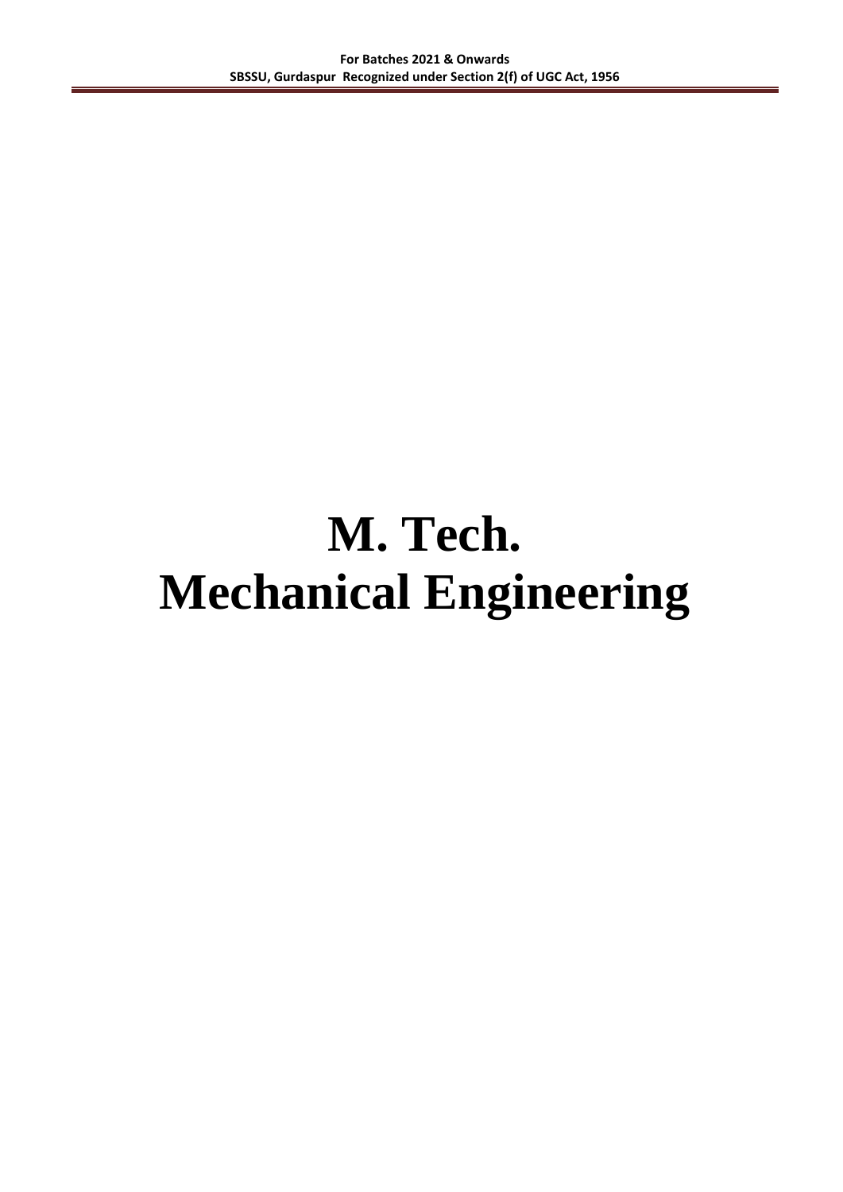# M. Tech.
# Mechanical Engineering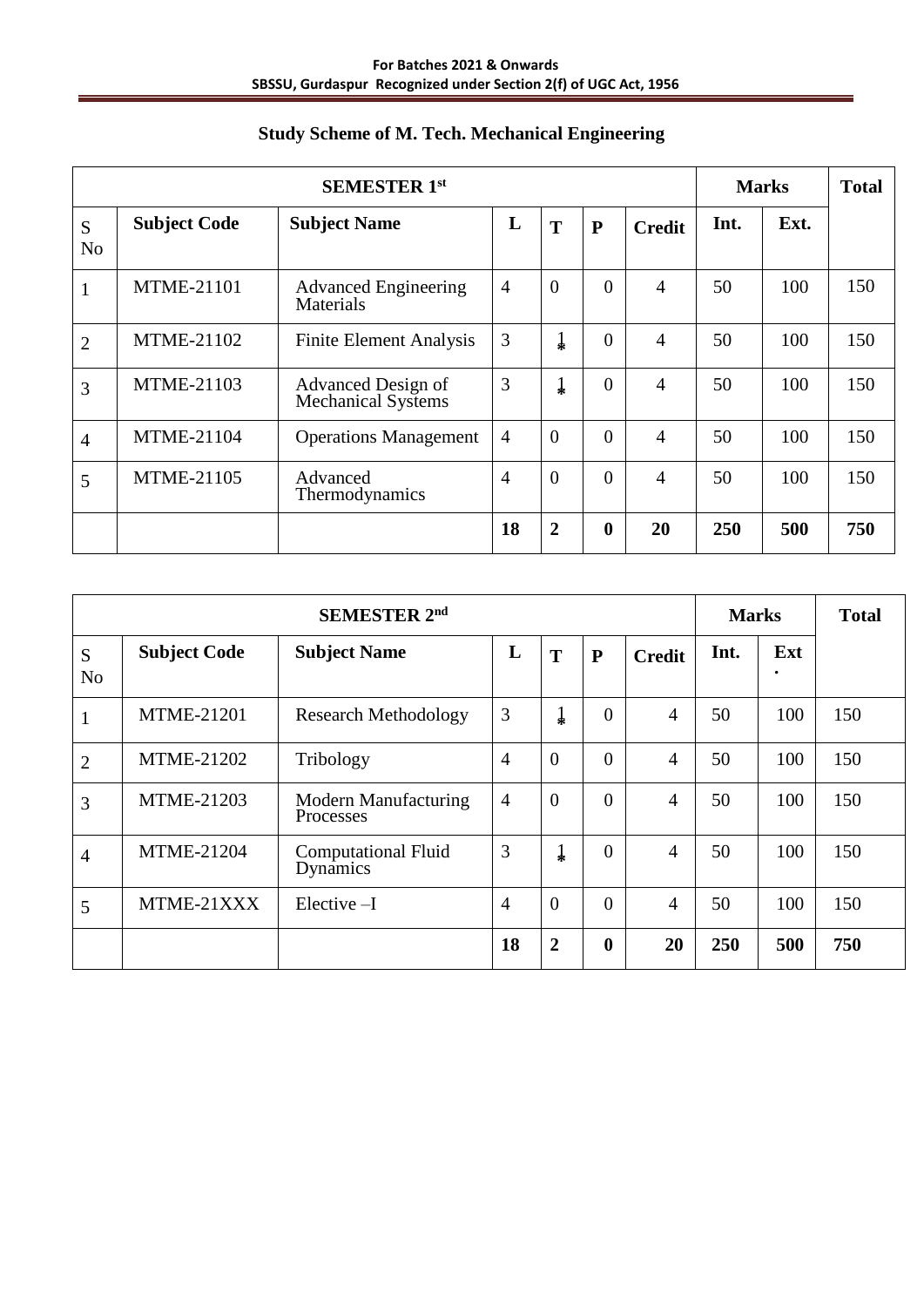## Study Scheme of M. Tech. Mechanical Engineering

| SEMESTER 1st | | | | | | | Marks | | Total |
|---|---|---|---|---|---|---|---|---|---|
| S No | Subject Code | Subject Name | L | T | P | Credit | Int. | Ext. | |
| 1 | MTME-21101 | Advanced Engineering Materials | 4 | 0 | 0 | 4 | 50 | 100 | 150 |
| 2 | MTME-21102 | Finite Element Analysis | 3 | 1* | 0 | 4 | 50 | 100 | 150 |
| 3 | MTME-21103 | Advanced Design of Mechanical Systems | 3 | 1* | 0 | 4 | 50 | 100 | 150 |
| 4 | MTME-21104 | Operations Management | 4 | 0 | 0 | 4 | 50 | 100 | 150 |
| 5 | MTME-21105 | Advanced Thermodynamics | 4 | 0 | 0 | 4 | 50 | 100 | 150 |
| | | | **18** | **2** | **0** | **20** | **250** | **500** | **750** |

| SEMESTER 2nd | | | | | | | Marks | | Total |
|---|---|---|---|---|---|---|---|---|---|
| S No | Subject Code | Subject Name | L | T | P | Credit | Int. | Ext. | |
| 1 | MTME-21201 | Research Methodology | 3 | 1* | 0 | 4 | 50 | 100 | 150 |
| 2 | MTME-21202 | Tribology | 4 | 0 | 0 | 4 | 50 | 100 | 150 |
| 3 | MTME-21203 | Modern Manufacturing Processes | 4 | 0 | 0 | 4 | 50 | 100 | 150 |
| 4 | MTME-21204 | Computational Fluid Dynamics | 3 | 1* | 0 | 4 | 50 | 100 | 150 |
| 5 | MTME-21XXX | Elective –I | 4 | 0 | 0 | 4 | 50 | 100 | 150 |
| | | | **18** | **2** | **0** | **20** | **250** | **500** | **750** |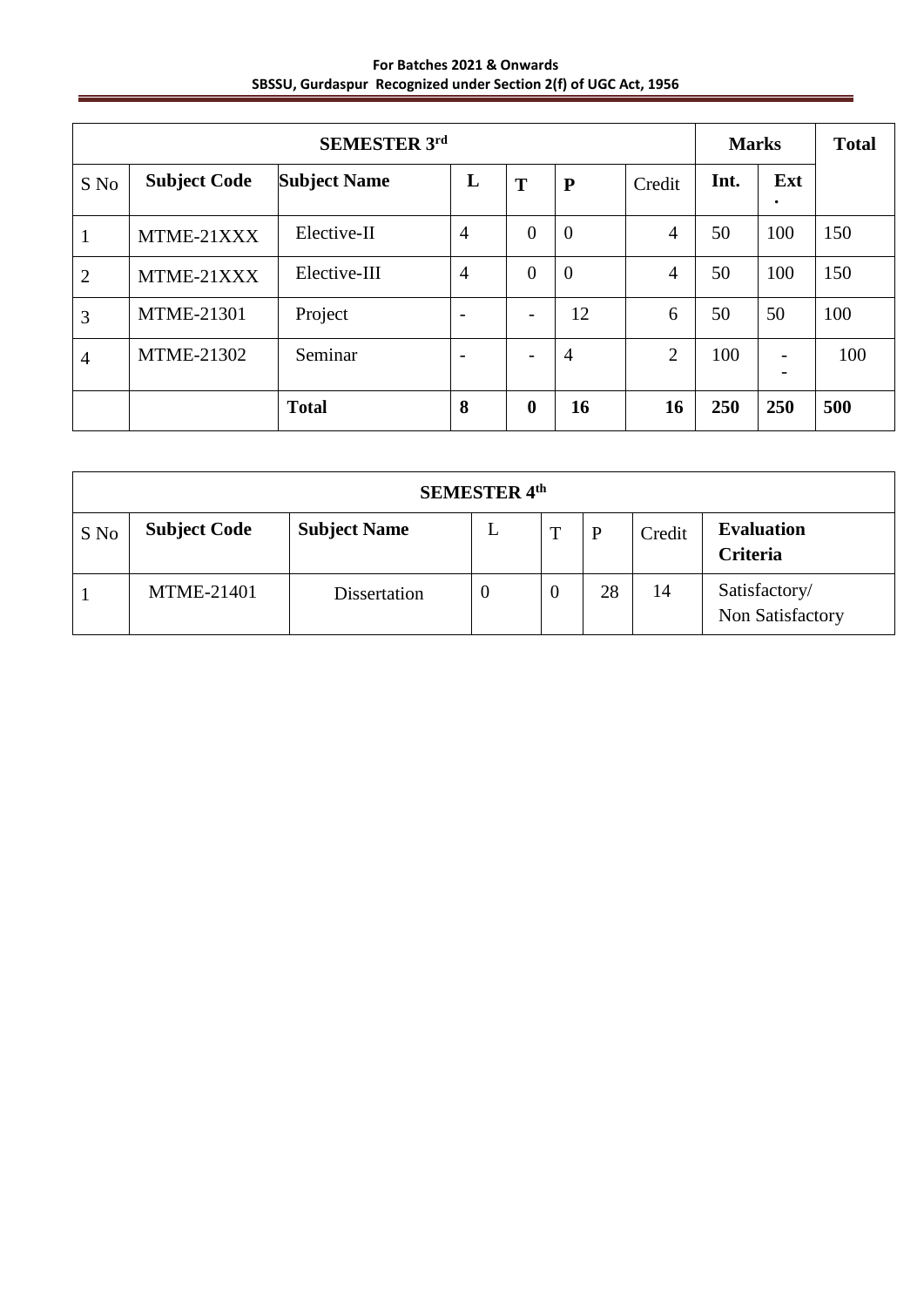| SEMESTER 3rd | | | | | | | Marks | | Total |
|---|---|---|---|---|---|---|---|---|---|
| S No | Subject Code | Subject Name | L | T | P | Credit | Int. | Ext. | |
| 1 | MTME-21XXX | Elective-II | 4 | 0 | 0 | 4 | 50 | 100 | 150 |
| 2 | MTME-21XXX | Elective-III | 4 | 0 | 0 | 4 | 50 | 100 | 150 |
| 3 | MTME-21301 | Project | - | - | 12 | 6 | 50 | 50 | 100 |
| 4 | MTME-21302 | Seminar | - | - | 4 | 2 | 100 | -- | 100 |
| | | **Total** | **8** | **0** | **16** | **16** | **250** | **250** | **500** |

| SEMESTER 4th | | | | | | | |
|---|---|---|---|---|---|---|---|
| S No | Subject Code | Subject Name | L | T | P | Credit | Evaluation Criteria |
| 1 | MTME-21401 | Dissertation | 0 | 0 | 28 | 14 | Satisfactory/ Non Satisfactory |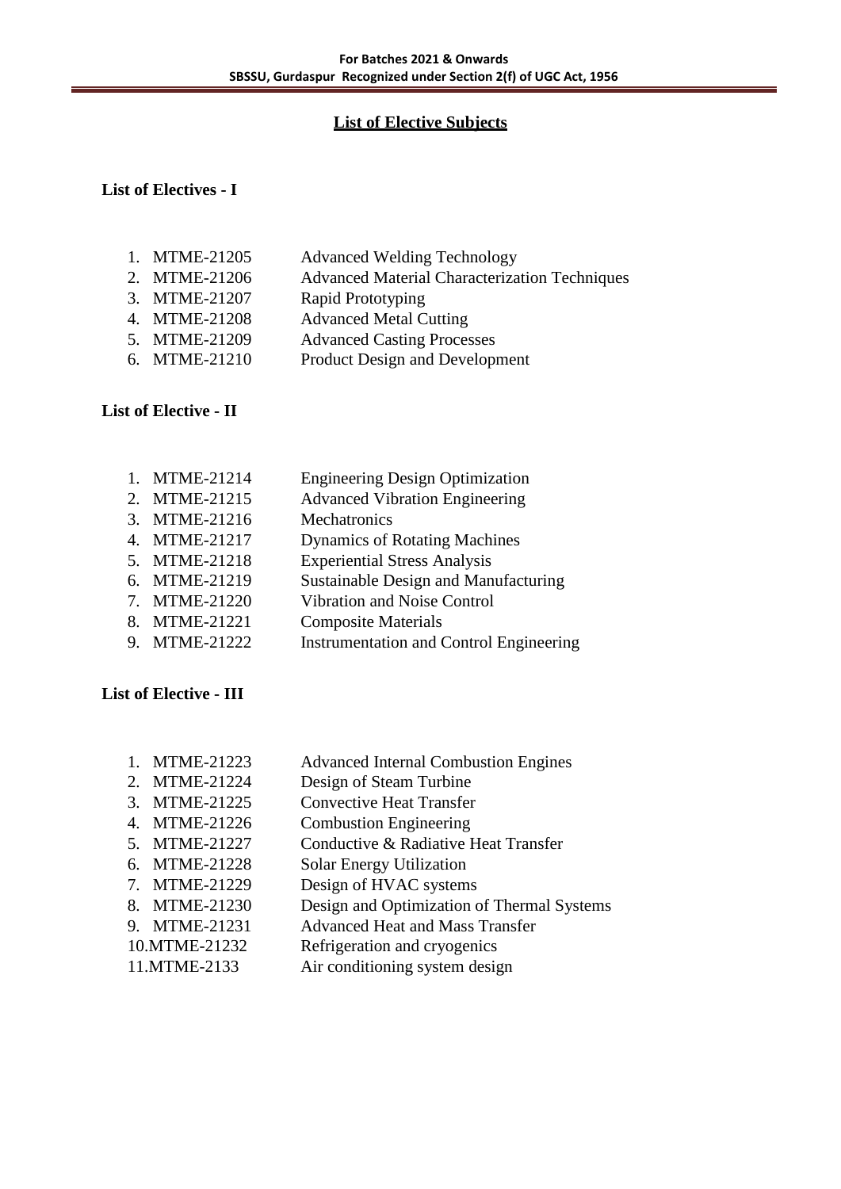## List of Elective Subjects

### List of Electives - I

1. MTME-21205 Advanced Welding Technology
2. MTME-21206 Advanced Material Characterization Techniques
3. MTME-21207 Rapid Prototyping
4. MTME-21208 Advanced Metal Cutting
5. MTME-21209 Advanced Casting Processes
6. MTME-21210 Product Design and Development

### List of Elective - II

1. MTME-21214 Engineering Design Optimization
2. MTME-21215 Advanced Vibration Engineering
3. MTME-21216 Mechatronics
4. MTME-21217 Dynamics of Rotating Machines
5. MTME-21218 Experiential Stress Analysis
6. MTME-21219 Sustainable Design and Manufacturing
7. MTME-21220 Vibration and Noise Control
8. MTME-21221 Composite Materials
9. MTME-21222 Instrumentation and Control Engineering

### List of Elective - III

1. MTME-21223 Advanced Internal Combustion Engines
2. MTME-21224 Design of Steam Turbine
3. MTME-21225 Convective Heat Transfer
4. MTME-21226 Combustion Engineering
5. MTME-21227 Conductive & Radiative Heat Transfer
6. MTME-21228 Solar Energy Utilization
7. MTME-21229 Design of HVAC systems
8. MTME-21230 Design and Optimization of Thermal Systems
9. MTME-21231 Advanced Heat and Mass Transfer
10. MTME-21232 Refrigeration and cryogenics
11. MTME-2133 Air conditioning system design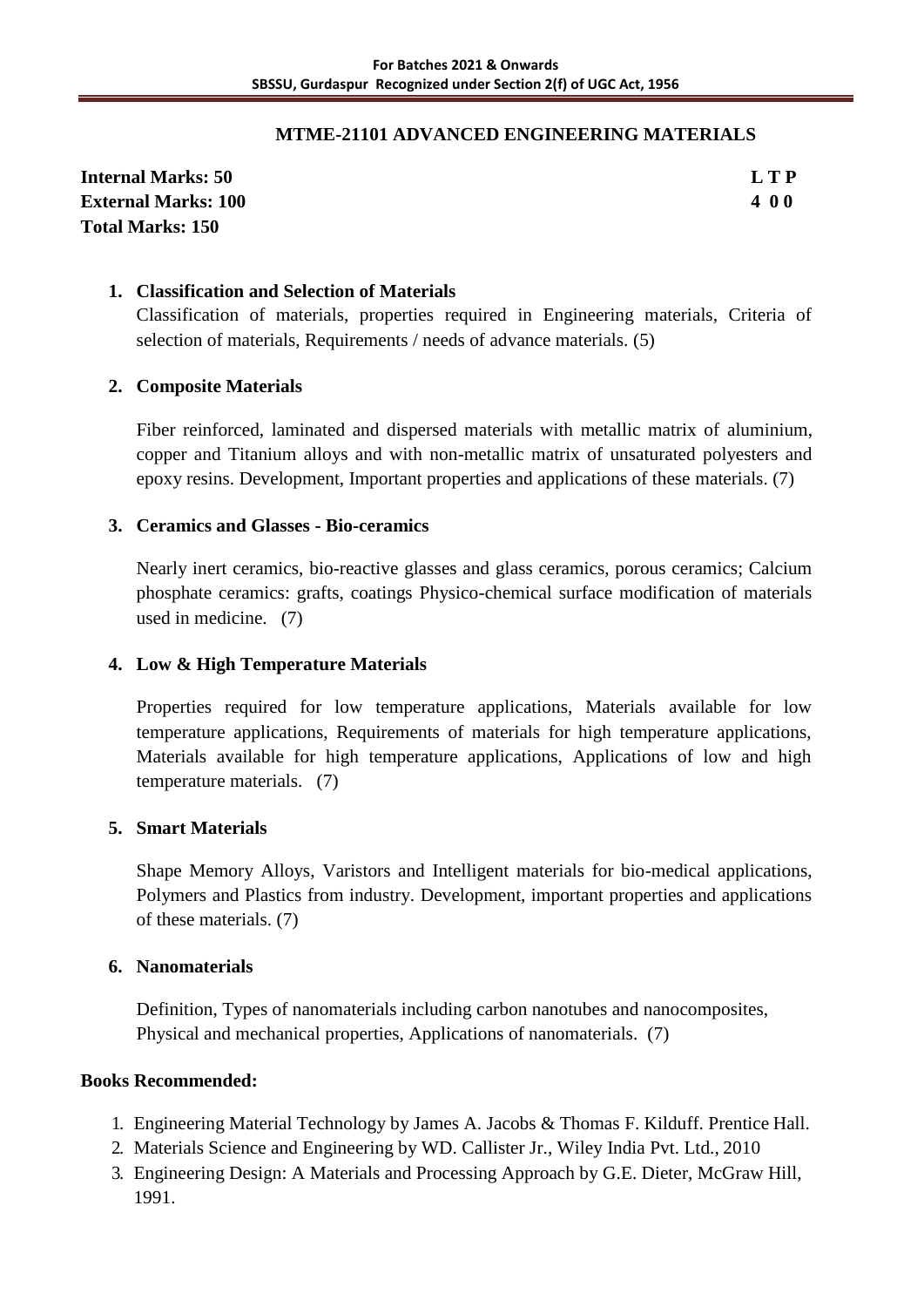## MTME-21101 ADVANCED ENGINEERING MATERIALS

**Internal Marks: 50** **L T P**
**External Marks: 100** **4 0 0**
**Total Marks: 150**

1. **Classification and Selection of Materials**

   Classification of materials, properties required in Engineering materials, Criteria of selection of materials, Requirements / needs of advance materials. (5)

2. **Composite Materials**

   Fiber reinforced, laminated and dispersed materials with metallic matrix of aluminium, copper and Titanium alloys and with non-metallic matrix of unsaturated polyesters and epoxy resins. Development, Important properties and applications of these materials. (7)

3. **Ceramics and Glasses - Bio-ceramics**

   Nearly inert ceramics, bio-reactive glasses and glass ceramics, porous ceramics; Calcium phosphate ceramics: grafts, coatings Physico-chemical surface modification of materials used in medicine. (7)

4. **Low & High Temperature Materials**

   Properties required for low temperature applications, Materials available for low temperature applications, Requirements of materials for high temperature applications, Materials available for high temperature applications, Applications of low and high temperature materials. (7)

5. **Smart Materials**

   Shape Memory Alloys, Varistors and Intelligent materials for bio-medical applications, Polymers and Plastics from industry. Development, important properties and applications of these materials. (7)

6. **Nanomaterials**

   Definition, Types of nanomaterials including carbon nanotubes and nanocomposites, Physical and mechanical properties, Applications of nanomaterials. (7)

**Books Recommended:**

1. Engineering Material Technology by James A. Jacobs & Thomas F. Kilduff. Prentice Hall.
2. Materials Science and Engineering by WD. Callister Jr., Wiley India Pvt. Ltd., 2010
3. Engineering Design: A Materials and Processing Approach by G.E. Dieter, McGraw Hill, 1991.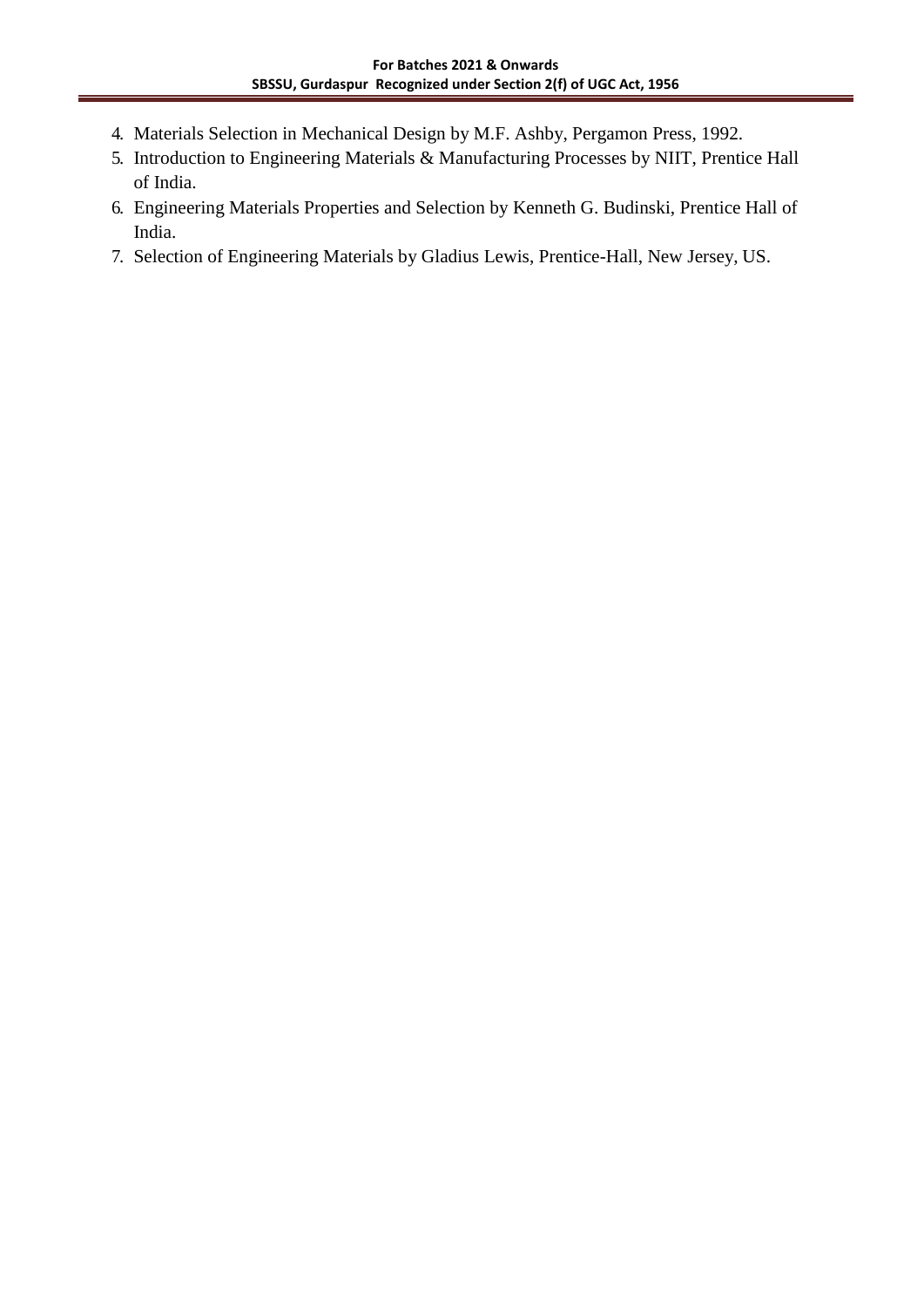4. Materials Selection in Mechanical Design by M.F. Ashby, Pergamon Press, 1992.
5. Introduction to Engineering Materials & Manufacturing Processes by NIIT, Prentice Hall of India.
6. Engineering Materials Properties and Selection by Kenneth G. Budinski, Prentice Hall of India.
7. Selection of Engineering Materials by Gladius Lewis, Prentice-Hall, New Jersey, US.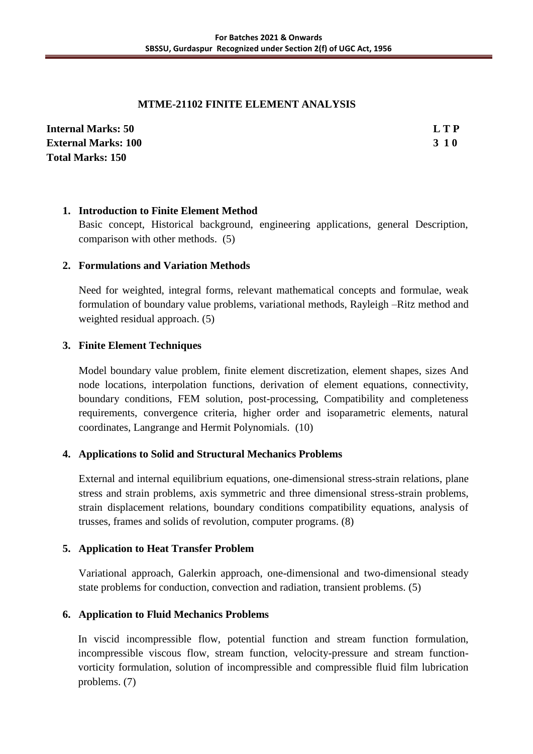## MTME-21102 FINITE ELEMENT ANALYSIS

**Internal Marks: 50** **L T P**
**External Marks: 100** **3 1 0**
**Total Marks: 150**

1. **Introduction to Finite Element Method**

   Basic concept, Historical background, engineering applications, general Description, comparison with other methods. (5)

2. **Formulations and Variation Methods**

   Need for weighted, integral forms, relevant mathematical concepts and formulae, weak formulation of boundary value problems, variational methods, Rayleigh –Ritz method and weighted residual approach. (5)

3. **Finite Element Techniques**

   Model boundary value problem, finite element discretization, element shapes, sizes And node locations, interpolation functions, derivation of element equations, connectivity, boundary conditions, FEM solution, post-processing, Compatibility and completeness requirements, convergence criteria, higher order and isoparametric elements, natural coordinates, Langrange and Hermit Polynomials. (10)

4. **Applications to Solid and Structural Mechanics Problems**

   External and internal equilibrium equations, one-dimensional stress-strain relations, plane stress and strain problems, axis symmetric and three dimensional stress-strain problems, strain displacement relations, boundary conditions compatibility equations, analysis of trusses, frames and solids of revolution, computer programs. (8)

5. **Application to Heat Transfer Problem**

   Variational approach, Galerkin approach, one-dimensional and two-dimensional steady state problems for conduction, convection and radiation, transient problems. (5)

6. **Application to Fluid Mechanics Problems**

   In viscid incompressible flow, potential function and stream function formulation, incompressible viscous flow, stream function, velocity-pressure and stream function-vorticity formulation, solution of incompressible and compressible fluid film lubrication problems. (7)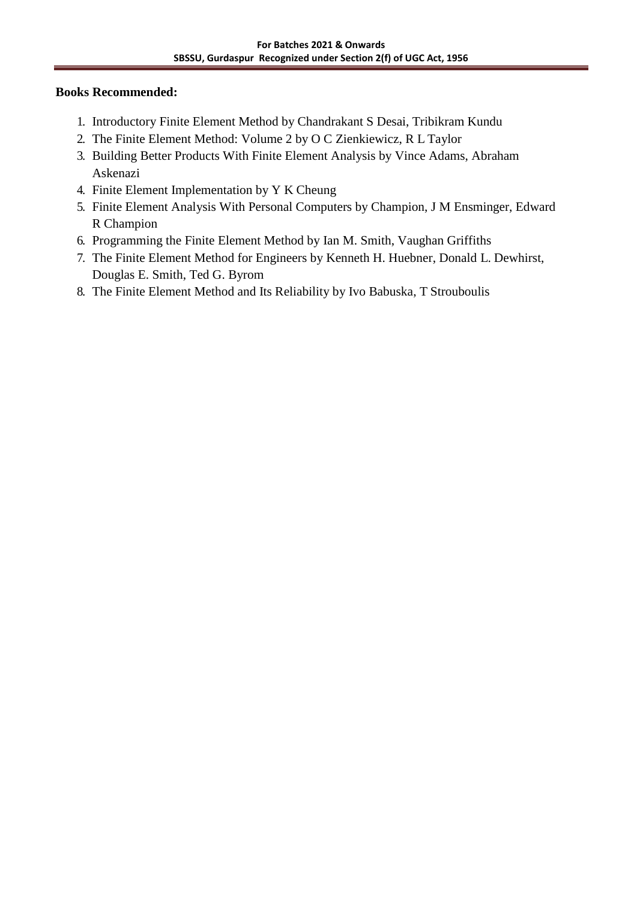**Books Recommended:**

1. Introductory Finite Element Method by Chandrakant S Desai, Tribikram Kundu
2. The Finite Element Method: Volume 2 by O C Zienkiewicz, R L Taylor
3. Building Better Products With Finite Element Analysis by Vince Adams, Abraham Askenazi
4. Finite Element Implementation by Y K Cheung
5. Finite Element Analysis With Personal Computers by Champion, J M Ensminger, Edward R Champion
6. Programming the Finite Element Method by Ian M. Smith, Vaughan Griffiths
7. The Finite Element Method for Engineers by Kenneth H. Huebner, Donald L. Dewhirst, Douglas E. Smith, Ted G. Byrom
8. The Finite Element Method and Its Reliability by Ivo Babuska, T Strouboulis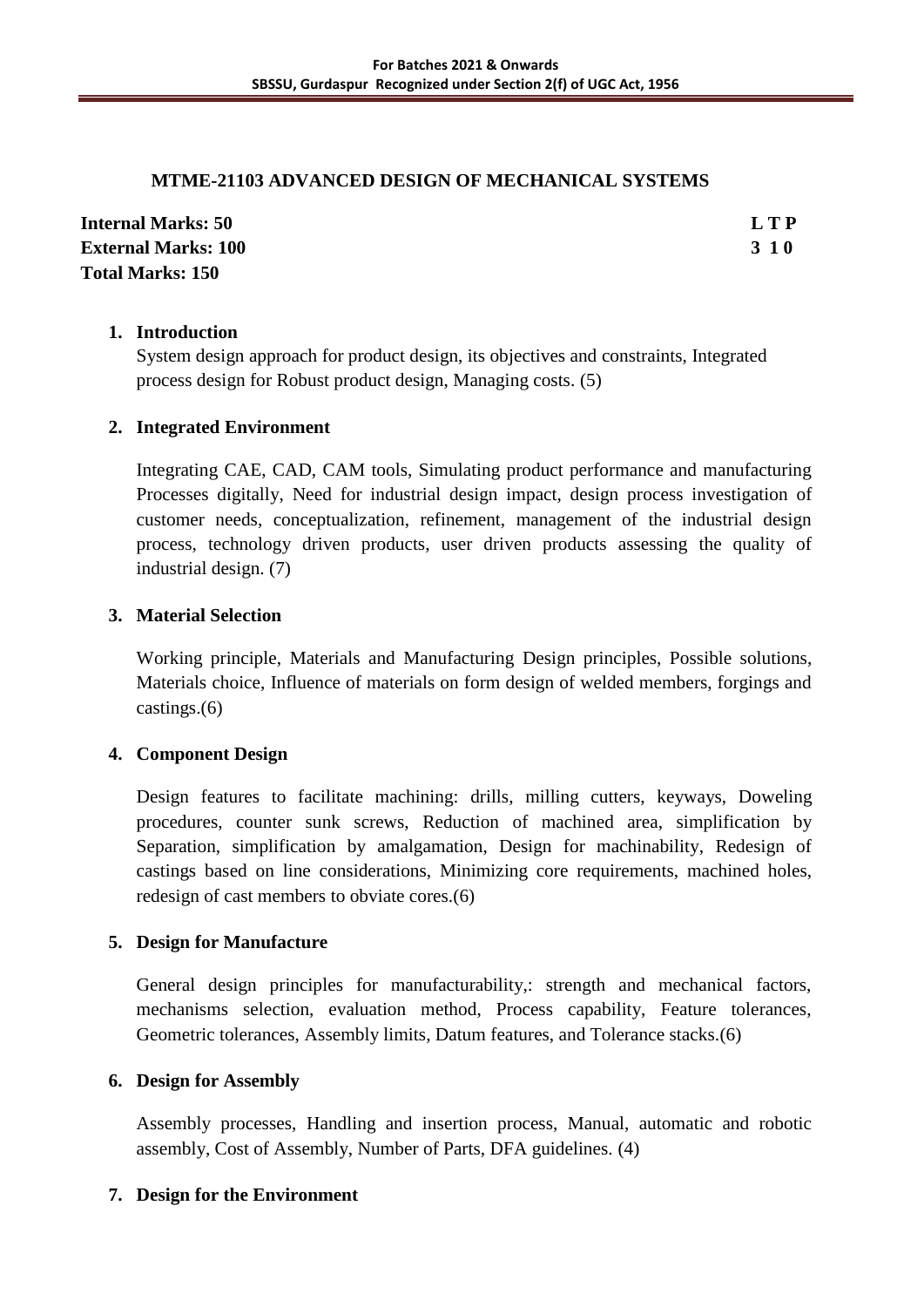## MTME-21103 ADVANCED DESIGN OF MECHANICAL SYSTEMS

**Internal Marks: 50** **L T P**
**External Marks: 100** **3 1 0**
**Total Marks: 150**

1. **Introduction**

   System design approach for product design, its objectives and constraints, Integrated process design for Robust product design, Managing costs. (5)

2. **Integrated Environment**

   Integrating CAE, CAD, CAM tools, Simulating product performance and manufacturing Processes digitally, Need for industrial design impact, design process investigation of customer needs, conceptualization, refinement, management of the industrial design process, technology driven products, user driven products assessing the quality of industrial design. (7)

3. **Material Selection**

   Working principle, Materials and Manufacturing Design principles, Possible solutions, Materials choice, Influence of materials on form design of welded members, forgings and castings.(6)

4. **Component Design**

   Design features to facilitate machining: drills, milling cutters, keyways, Doweling procedures, counter sunk screws, Reduction of machined area, simplification by Separation, simplification by amalgamation, Design for machinability, Redesign of castings based on line considerations, Minimizing core requirements, machined holes, redesign of cast members to obviate cores.(6)

5. **Design for Manufacture**

   General design principles for manufacturability,: strength and mechanical factors, mechanisms selection, evaluation method, Process capability, Feature tolerances, Geometric tolerances, Assembly limits, Datum features, and Tolerance stacks.(6)

6. **Design for Assembly**

   Assembly processes, Handling and insertion process, Manual, automatic and robotic assembly, Cost of Assembly, Number of Parts, DFA guidelines. (4)

7. **Design for the Environment**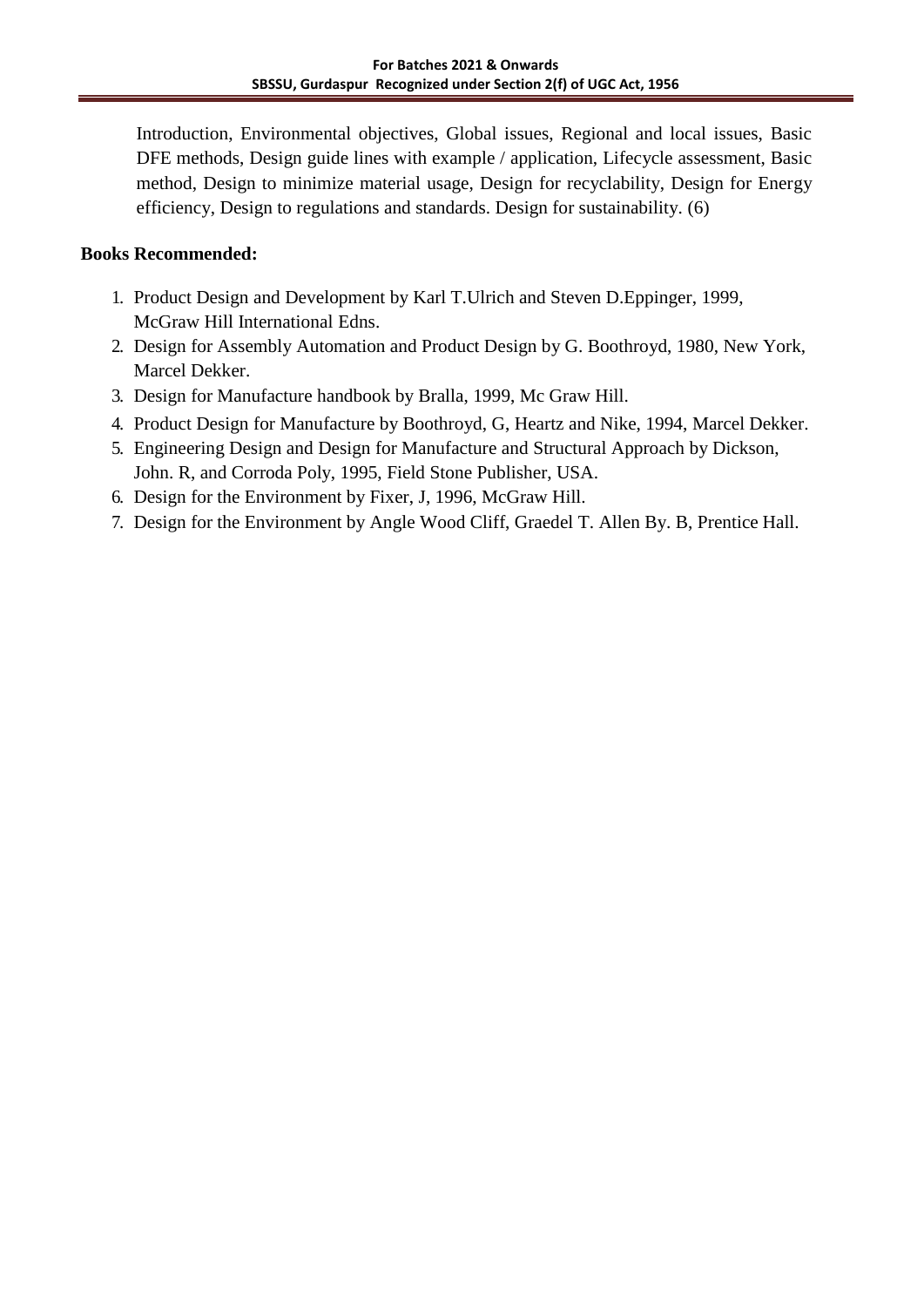Introduction, Environmental objectives, Global issues, Regional and local issues, Basic DFE methods, Design guide lines with example / application, Lifecycle assessment, Basic method, Design to minimize material usage, Design for recyclability, Design for Energy efficiency, Design to regulations and standards. Design for sustainability. (6)

**Books Recommended:**

1. Product Design and Development by Karl T.Ulrich and Steven D.Eppinger, 1999, McGraw Hill International Edns.
2. Design for Assembly Automation and Product Design by G. Boothroyd, 1980, New York, Marcel Dekker.
3. Design for Manufacture handbook by Bralla, 1999, Mc Graw Hill.
4. Product Design for Manufacture by Boothroyd, G, Heartz and Nike, 1994, Marcel Dekker.
5. Engineering Design and Design for Manufacture and Structural Approach by Dickson, John. R, and Corroda Poly, 1995, Field Stone Publisher, USA.
6. Design for the Environment by Fixer, J, 1996, McGraw Hill.
7. Design for the Environment by Angle Wood Cliff, Graedel T. Allen By. B, Prentice Hall.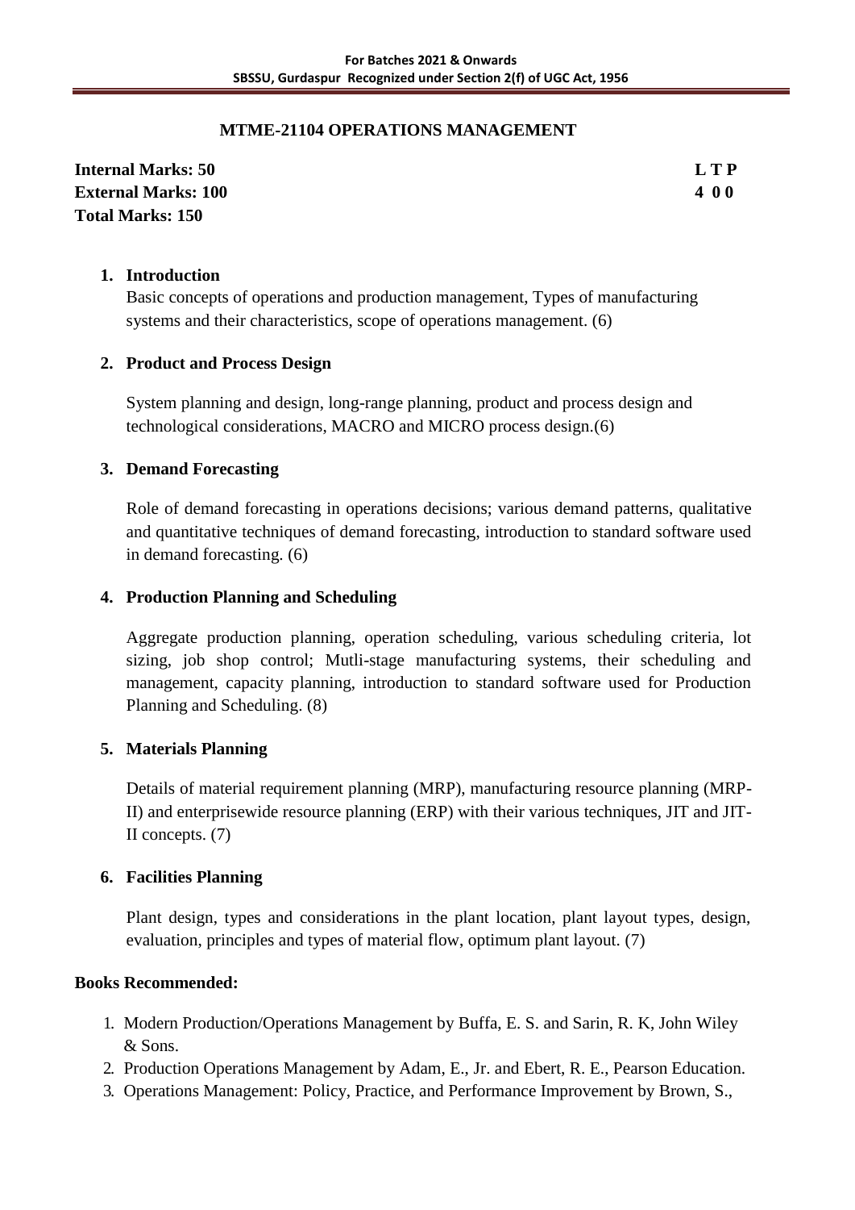## MTME-21104 OPERATIONS MANAGEMENT

**Internal Marks: 50** **L T P**
**External Marks: 100** **4 0 0**
**Total Marks: 150**

1. **Introduction**

   Basic concepts of operations and production management, Types of manufacturing systems and their characteristics, scope of operations management. (6)

2. **Product and Process Design**

   System planning and design, long-range planning, product and process design and technological considerations, MACRO and MICRO process design.(6)

3. **Demand Forecasting**

   Role of demand forecasting in operations decisions; various demand patterns, qualitative and quantitative techniques of demand forecasting, introduction to standard software used in demand forecasting. (6)

4. **Production Planning and Scheduling**

   Aggregate production planning, operation scheduling, various scheduling criteria, lot sizing, job shop control; Mutli-stage manufacturing systems, their scheduling and management, capacity planning, introduction to standard software used for Production Planning and Scheduling. (8)

5. **Materials Planning**

   Details of material requirement planning (MRP), manufacturing resource planning (MRP-II) and enterprisewide resource planning (ERP) with their various techniques, JIT and JIT-II concepts. (7)

6. **Facilities Planning**

   Plant design, types and considerations in the plant location, plant layout types, design, evaluation, principles and types of material flow, optimum plant layout. (7)

**Books Recommended:**

1. Modern Production/Operations Management by Buffa, E. S. and Sarin, R. K, John Wiley & Sons.
2. Production Operations Management by Adam, E., Jr. and Ebert, R. E., Pearson Education.
3. Operations Management: Policy, Practice, and Performance Improvement by Brown, S.,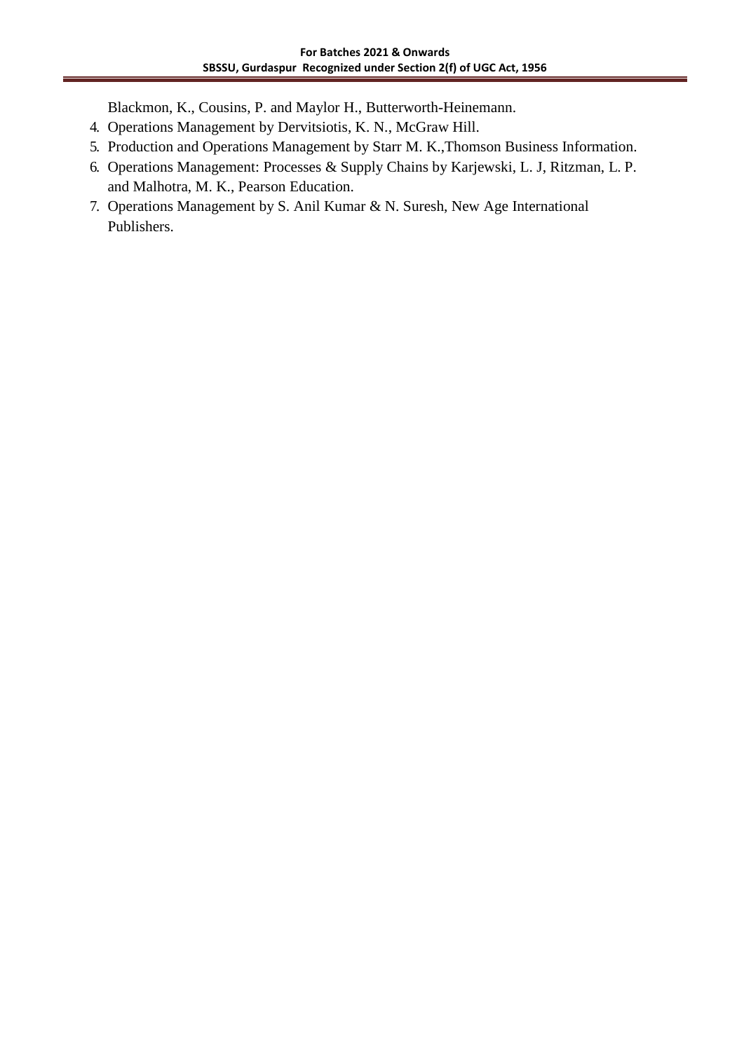Blackmon, K., Cousins, P. and Maylor H., Butterworth-Heinemann.

4. Operations Management by Dervitsiotis, K. N., McGraw Hill.
5. Production and Operations Management by Starr M. K.,Thomson Business Information.
6. Operations Management: Processes & Supply Chains by Karjewski, L. J, Ritzman, L. P. and Malhotra, M. K., Pearson Education.
7. Operations Management by S. Anil Kumar & N. Suresh, New Age International Publishers.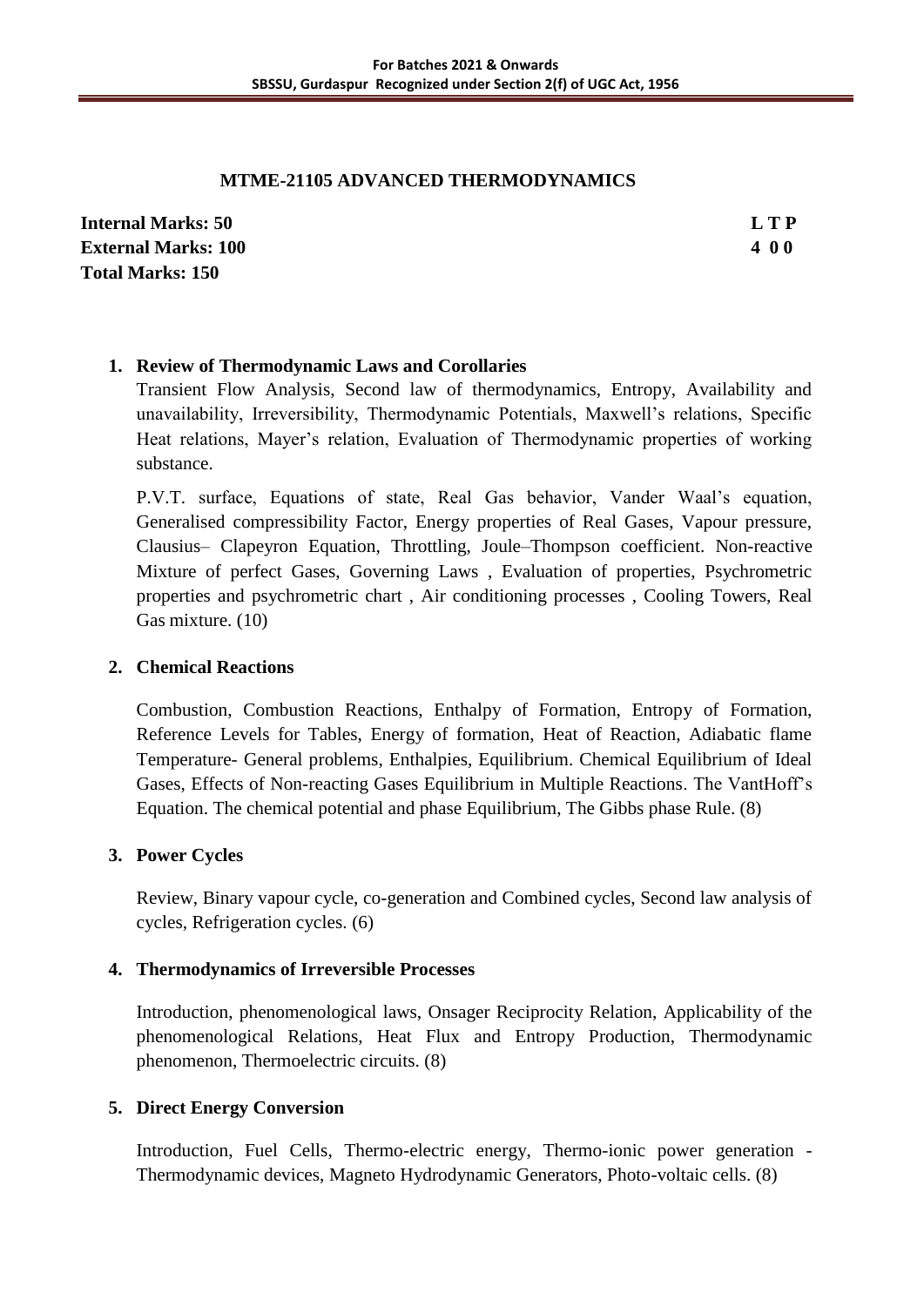## MTME-21105 ADVANCED THERMODYNAMICS

**Internal Marks: 50** **L T P**
**External Marks: 100** **4 0 0**
**Total Marks: 150**

1. **Review of Thermodynamic Laws and Corollaries**

   Transient Flow Analysis, Second law of thermodynamics, Entropy, Availability and unavailability, Irreversibility, Thermodynamic Potentials, Maxwell's relations, Specific Heat relations, Mayer's relation, Evaluation of Thermodynamic properties of working substance.

   P.V.T. surface, Equations of state, Real Gas behavior, Vander Waal's equation, Generalised compressibility Factor, Energy properties of Real Gases, Vapour pressure, Clausius– Clapeyron Equation, Throttling, Joule–Thompson coefficient. Non-reactive Mixture of perfect Gases, Governing Laws , Evaluation of properties, Psychrometric properties and psychrometric chart , Air conditioning processes , Cooling Towers, Real Gas mixture. (10)

2. **Chemical Reactions**

   Combustion, Combustion Reactions, Enthalpy of Formation, Entropy of Formation, Reference Levels for Tables, Energy of formation, Heat of Reaction, Adiabatic flame Temperature- General problems, Enthalpies, Equilibrium. Chemical Equilibrium of Ideal Gases, Effects of Non-reacting Gases Equilibrium in Multiple Reactions. The VantHoff's Equation. The chemical potential and phase Equilibrium, The Gibbs phase Rule. (8)

3. **Power Cycles**

   Review, Binary vapour cycle, co-generation and Combined cycles, Second law analysis of cycles, Refrigeration cycles. (6)

4. **Thermodynamics of Irreversible Processes**

   Introduction, phenomenological laws, Onsager Reciprocity Relation, Applicability of the phenomenological Relations, Heat Flux and Entropy Production, Thermodynamic phenomenon, Thermoelectric circuits. (8)

5. **Direct Energy Conversion**

   Introduction, Fuel Cells, Thermo-electric energy, Thermo-ionic power generation - Thermodynamic devices, Magneto Hydrodynamic Generators, Photo-voltaic cells. (8)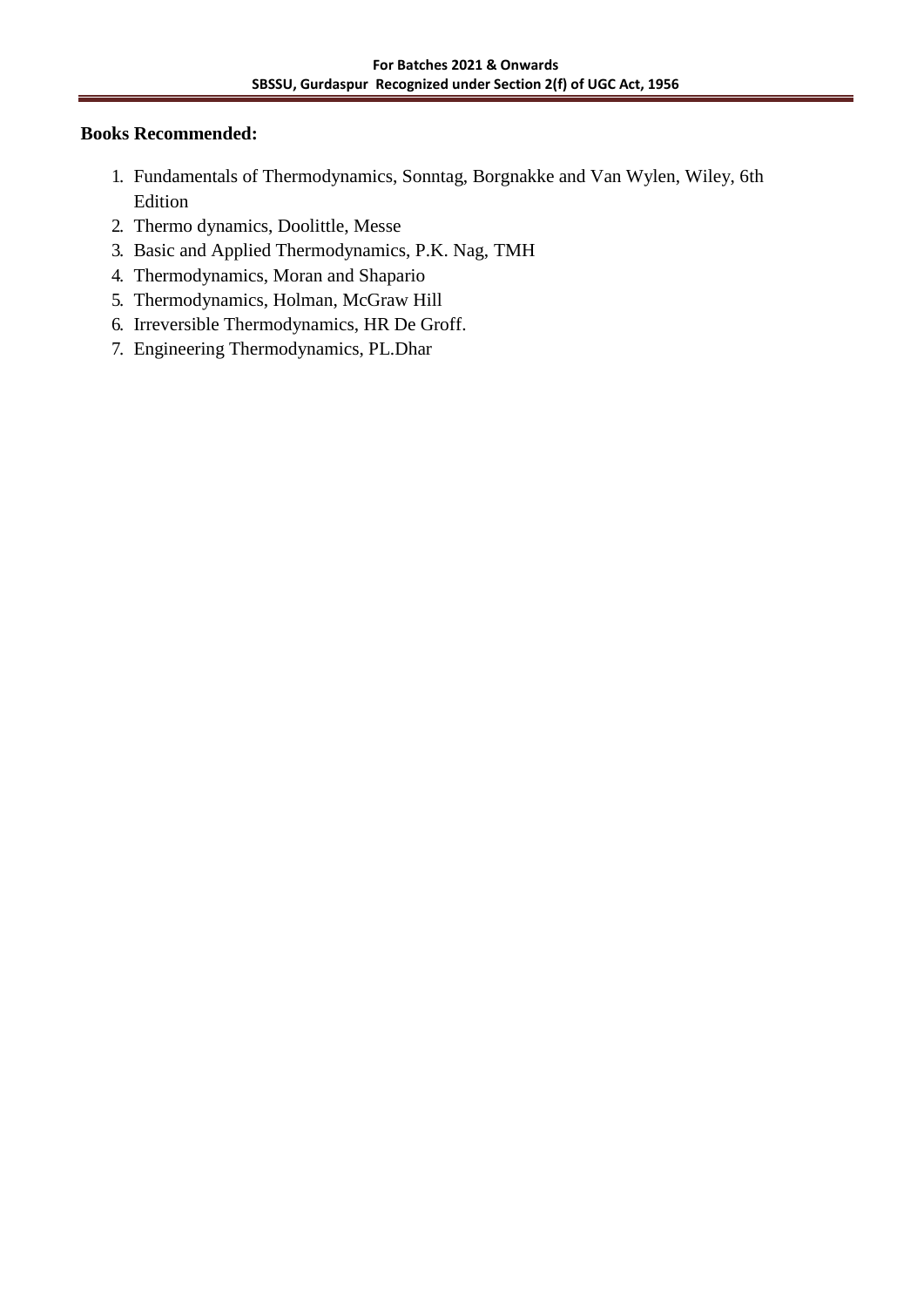**Books Recommended:**

1. Fundamentals of Thermodynamics, Sonntag, Borgnakke and Van Wylen, Wiley, 6th Edition
2. Thermo dynamics, Doolittle, Messe
3. Basic and Applied Thermodynamics, P.K. Nag, TMH
4. Thermodynamics, Moran and Shapario
5. Thermodynamics, Holman, McGraw Hill
6. Irreversible Thermodynamics, HR De Groff.
7. Engineering Thermodynamics, PL.Dhar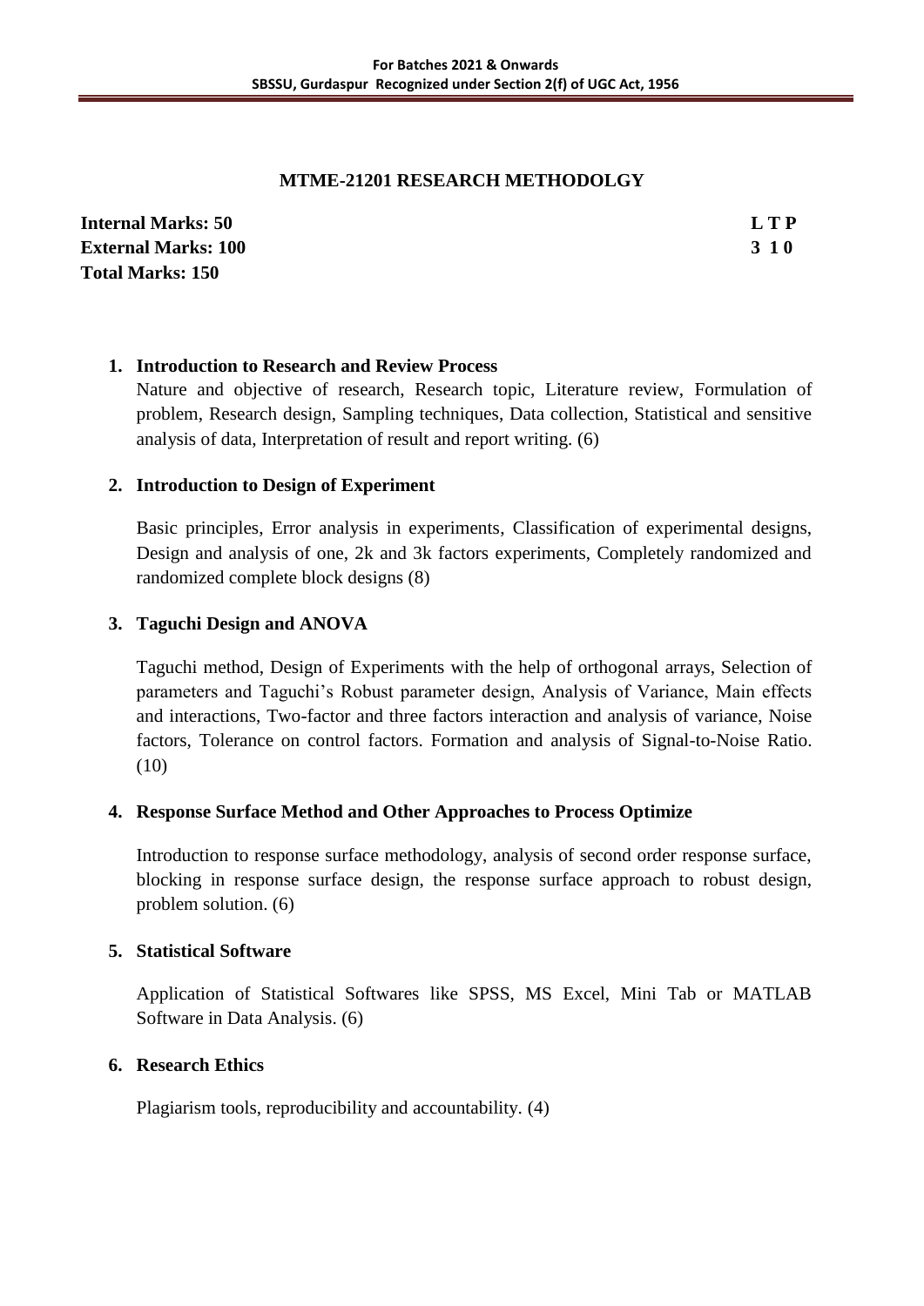## MTME-21201 RESEARCH METHODOLGY

**Internal Marks: 50** **L T P**
**External Marks: 100** **3 1 0**
**Total Marks: 150**

1. **Introduction to Research and Review Process**

   Nature and objective of research, Research topic, Literature review, Formulation of problem, Research design, Sampling techniques, Data collection, Statistical and sensitive analysis of data, Interpretation of result and report writing. (6)

2. **Introduction to Design of Experiment**

   Basic principles, Error analysis in experiments, Classification of experimental designs, Design and analysis of one, 2k and 3k factors experiments, Completely randomized and randomized complete block designs (8)

3. **Taguchi Design and ANOVA**

   Taguchi method, Design of Experiments with the help of orthogonal arrays, Selection of parameters and Taguchi's Robust parameter design, Analysis of Variance, Main effects and interactions, Two-factor and three factors interaction and analysis of variance, Noise factors, Tolerance on control factors. Formation and analysis of Signal-to-Noise Ratio. (10)

4. **Response Surface Method and Other Approaches to Process Optimize**

   Introduction to response surface methodology, analysis of second order response surface, blocking in response surface design, the response surface approach to robust design, problem solution. (6)

5. **Statistical Software**

   Application of Statistical Softwares like SPSS, MS Excel, Mini Tab or MATLAB Software in Data Analysis. (6)

6. **Research Ethics**

   Plagiarism tools, reproducibility and accountability. (4)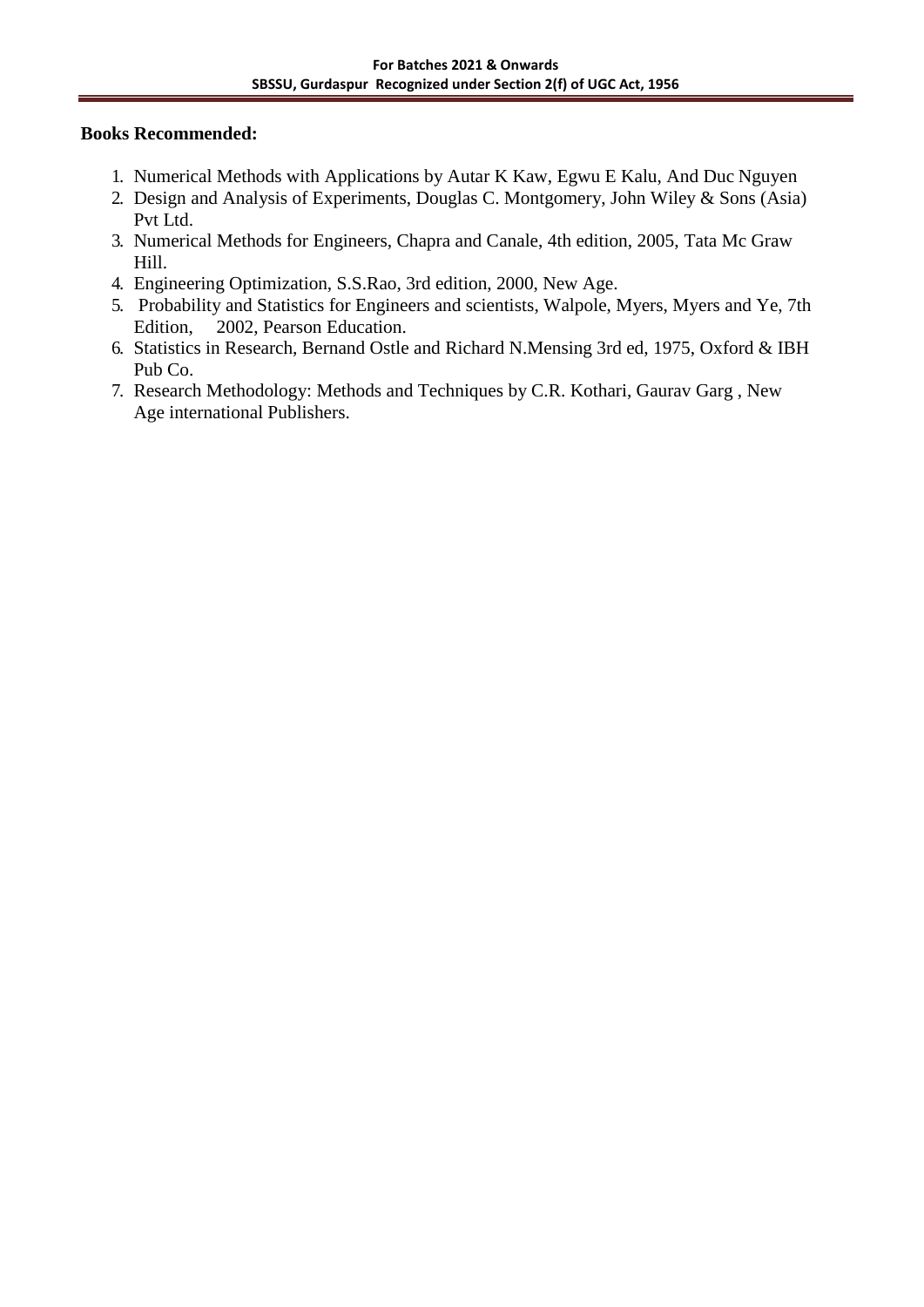**Books Recommended:**

1. Numerical Methods with Applications by Autar K Kaw, Egwu E Kalu, And Duc Nguyen
2. Design and Analysis of Experiments, Douglas C. Montgomery, John Wiley & Sons (Asia) Pvt Ltd.
3. Numerical Methods for Engineers, Chapra and Canale, 4th edition, 2005, Tata Mc Graw Hill.
4. Engineering Optimization, S.S.Rao, 3rd edition, 2000, New Age.
5. Probability and Statistics for Engineers and scientists, Walpole, Myers, Myers and Ye, 7th Edition, 2002, Pearson Education.
6. Statistics in Research, Bernand Ostle and Richard N.Mensing 3rd ed, 1975, Oxford & IBH Pub Co.
7. Research Methodology: Methods and Techniques by C.R. Kothari, Gaurav Garg , New Age international Publishers.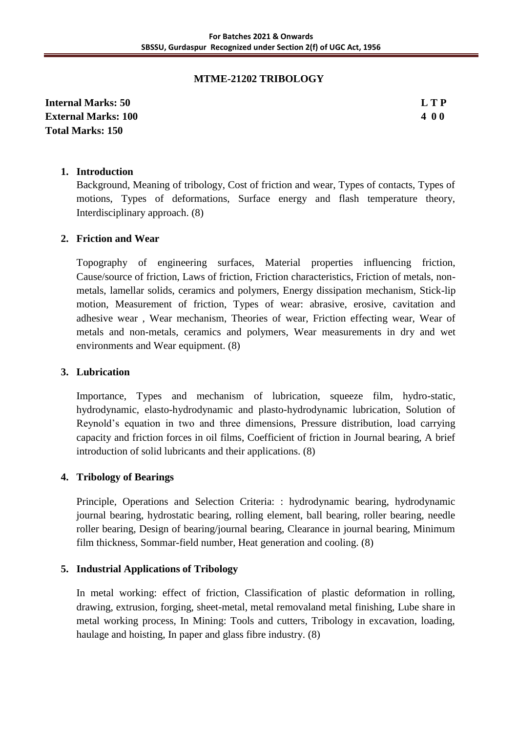## MTME-21202 TRIBOLOGY

**Internal Marks: 50** **L T P**
**External Marks: 100** **4 0 0**
**Total Marks: 150**

1. **Introduction**

   Background, Meaning of tribology, Cost of friction and wear, Types of contacts, Types of motions, Types of deformations, Surface energy and flash temperature theory, Interdisciplinary approach. (8)

2. **Friction and Wear**

   Topography of engineering surfaces, Material properties influencing friction, Cause/source of friction, Laws of friction, Friction characteristics, Friction of metals, non-metals, lamellar solids, ceramics and polymers, Energy dissipation mechanism, Stick-lip motion, Measurement of friction, Types of wear: abrasive, erosive, cavitation and adhesive wear , Wear mechanism, Theories of wear, Friction effecting wear, Wear of metals and non-metals, ceramics and polymers, Wear measurements in dry and wet environments and Wear equipment. (8)

3. **Lubrication**

   Importance, Types and mechanism of lubrication, squeeze film, hydro-static, hydrodynamic, elasto-hydrodynamic and plasto-hydrodynamic lubrication, Solution of Reynold's equation in two and three dimensions, Pressure distribution, load carrying capacity and friction forces in oil films, Coefficient of friction in Journal bearing, A brief introduction of solid lubricants and their applications. (8)

4. **Tribology of Bearings**

   Principle, Operations and Selection Criteria: : hydrodynamic bearing, hydrodynamic journal bearing, hydrostatic bearing, rolling element, ball bearing, roller bearing, needle roller bearing, Design of bearing/journal bearing, Clearance in journal bearing, Minimum film thickness, Sommar-field number, Heat generation and cooling. (8)

5. **Industrial Applications of Tribology**

   In metal working: effect of friction, Classification of plastic deformation in rolling, drawing, extrusion, forging, sheet-metal, metal removaland metal finishing, Lube share in metal working process, In Mining: Tools and cutters, Tribology in excavation, loading, haulage and hoisting, In paper and glass fibre industry. (8)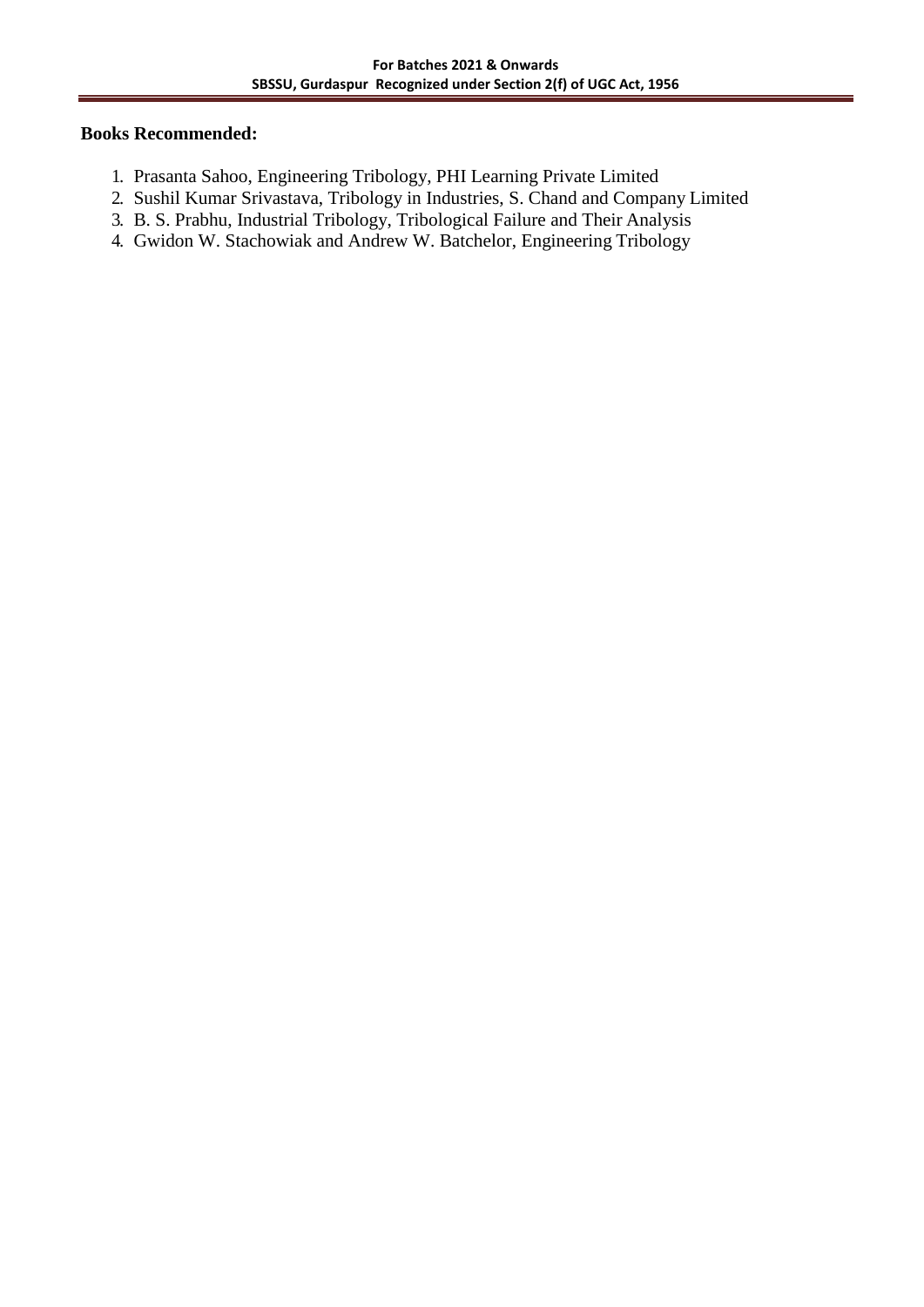**Books Recommended:**

1. Prasanta Sahoo, Engineering Tribology, PHI Learning Private Limited
2. Sushil Kumar Srivastava, Tribology in Industries, S. Chand and Company Limited
3. B. S. Prabhu, Industrial Tribology, Tribological Failure and Their Analysis
4. Gwidon W. Stachowiak and Andrew W. Batchelor, Engineering Tribology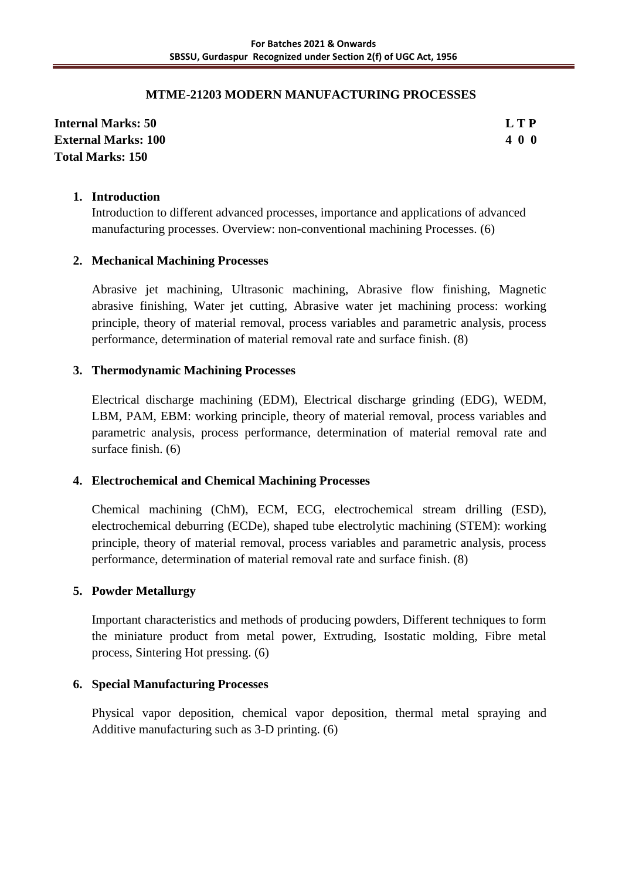## MTME-21203 MODERN MANUFACTURING PROCESSES

**Internal Marks: 50**
**External Marks: 100**
**Total Marks: 150**

| L | T | P |
|---|---|---|
| 4 | 0 | 0 |

1. **Introduction**

   Introduction to different advanced processes, importance and applications of advanced manufacturing processes. Overview: non-conventional machining Processes. (6)

2. **Mechanical Machining Processes**

   Abrasive jet machining, Ultrasonic machining, Abrasive flow finishing, Magnetic abrasive finishing, Water jet cutting, Abrasive water jet machining process: working principle, theory of material removal, process variables and parametric analysis, process performance, determination of material removal rate and surface finish. (8)

3. **Thermodynamic Machining Processes**

   Electrical discharge machining (EDM), Electrical discharge grinding (EDG), WEDM, LBM, PAM, EBM: working principle, theory of material removal, process variables and parametric analysis, process performance, determination of material removal rate and surface finish. (6)

4. **Electrochemical and Chemical Machining Processes**

   Chemical machining (ChM), ECM, ECG, electrochemical stream drilling (ESD), electrochemical deburring (ECDe), shaped tube electrolytic machining (STEM): working principle, theory of material removal, process variables and parametric analysis, process performance, determination of material removal rate and surface finish. (8)

5. **Powder Metallurgy**

   Important characteristics and methods of producing powders, Different techniques to form the miniature product from metal power, Extruding, Isostatic molding, Fibre metal process, Sintering Hot pressing. (6)

6. **Special Manufacturing Processes**

   Physical vapor deposition, chemical vapor deposition, thermal metal spraying and Additive manufacturing such as 3-D printing. (6)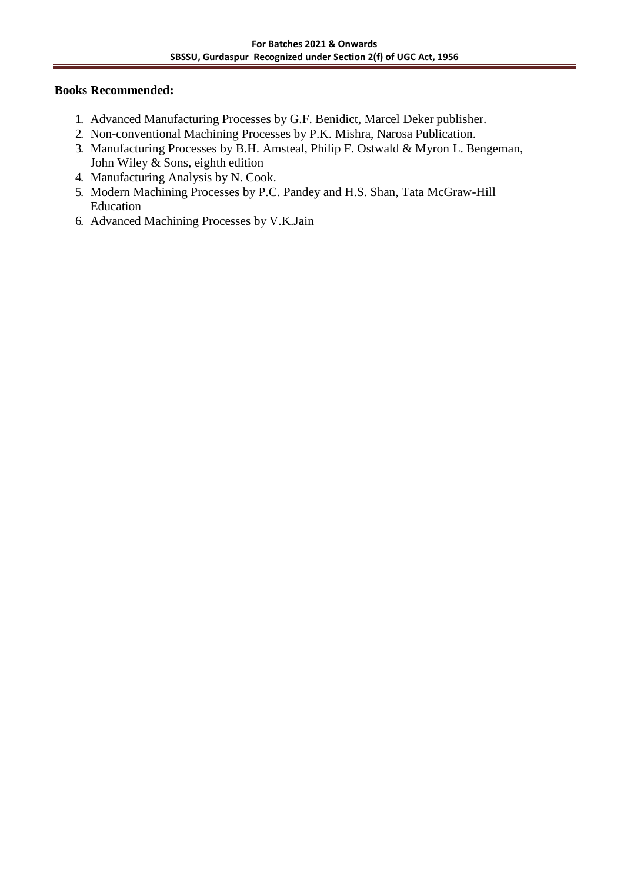**Books Recommended:**

1. Advanced Manufacturing Processes by G.F. Benidict, Marcel Deker publisher.
2. Non-conventional Machining Processes by P.K. Mishra, Narosa Publication.
3. Manufacturing Processes by B.H. Amsteal, Philip F. Ostwald & Myron L. Bengeman, John Wiley & Sons, eighth edition
4. Manufacturing Analysis by N. Cook.
5. Modern Machining Processes by P.C. Pandey and H.S. Shan, Tata McGraw-Hill Education
6. Advanced Machining Processes by V.K.Jain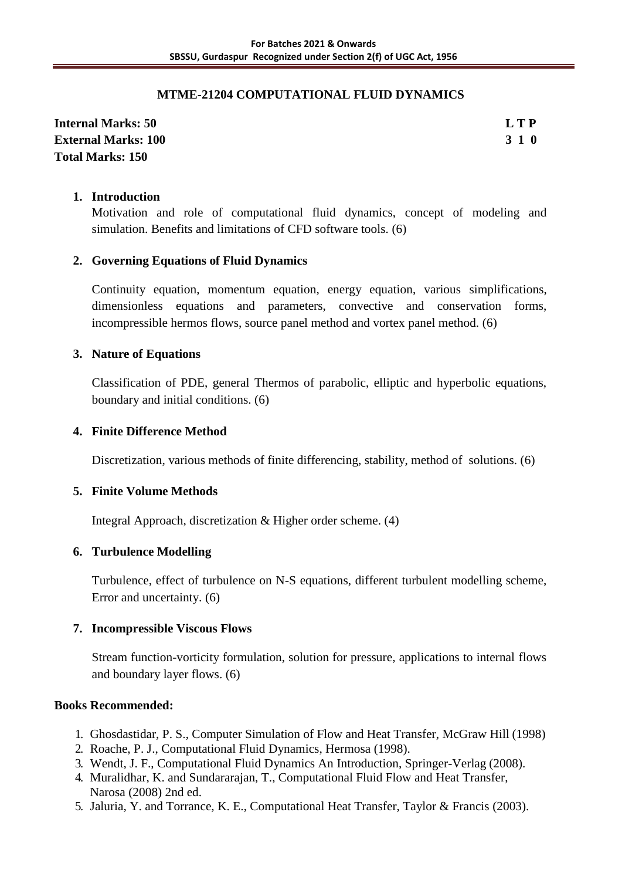## MTME-21204 COMPUTATIONAL FLUID DYNAMICS

**Internal Marks: 50** | **L T P**
**External Marks: 100** | **3 1 0**
**Total Marks: 150**

1. **Introduction**

   Motivation and role of computational fluid dynamics, concept of modeling and simulation. Benefits and limitations of CFD software tools. (6)

2. **Governing Equations of Fluid Dynamics**

   Continuity equation, momentum equation, energy equation, various simplifications, dimensionless equations and parameters, convective and conservation forms, incompressible hermos flows, source panel method and vortex panel method. (6)

3. **Nature of Equations**

   Classification of PDE, general Thermos of parabolic, elliptic and hyperbolic equations, boundary and initial conditions. (6)

4. **Finite Difference Method**

   Discretization, various methods of finite differencing, stability, method of solutions. (6)

5. **Finite Volume Methods**

   Integral Approach, discretization & Higher order scheme. (4)

6. **Turbulence Modelling**

   Turbulence, effect of turbulence on N-S equations, different turbulent modelling scheme, Error and uncertainty. (6)

7. **Incompressible Viscous Flows**

   Stream function-vorticity formulation, solution for pressure, applications to internal flows and boundary layer flows. (6)

**Books Recommended:**

1. Ghosdastidar, P. S., Computer Simulation of Flow and Heat Transfer, McGraw Hill (1998)
2. Roache, P. J., Computational Fluid Dynamics, Hermosa (1998).
3. Wendt, J. F., Computational Fluid Dynamics An Introduction, Springer-Verlag (2008).
4. Muralidhar, K. and Sundararajan, T., Computational Fluid Flow and Heat Transfer, Narosa (2008) 2nd ed.
5. Jaluria, Y. and Torrance, K. E., Computational Heat Transfer, Taylor & Francis (2003).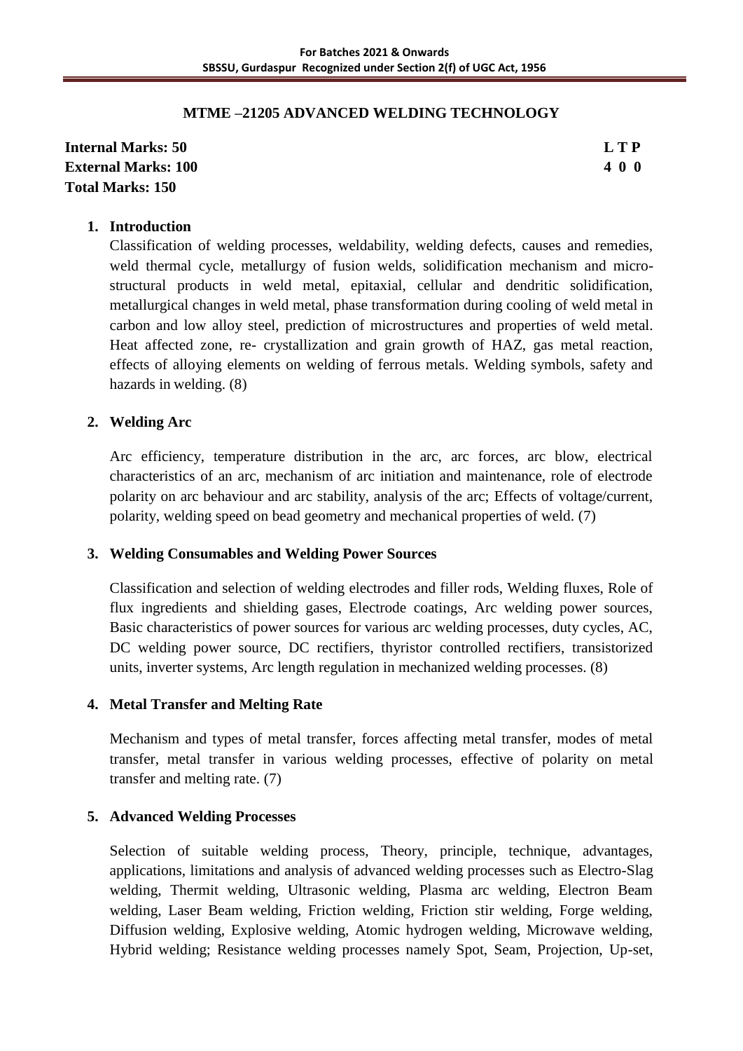## MTME –21205 ADVANCED WELDING TECHNOLOGY

**Internal Marks: 50** **L T P**
**External Marks: 100** **4 0 0**
**Total Marks: 150**

1. **Introduction**

   Classification of welding processes, weldability, welding defects, causes and remedies, weld thermal cycle, metallurgy of fusion welds, solidification mechanism and micro-structural products in weld metal, epitaxial, cellular and dendritic solidification, metallurgical changes in weld metal, phase transformation during cooling of weld metal in carbon and low alloy steel, prediction of microstructures and properties of weld metal. Heat affected zone, re- crystallization and grain growth of HAZ, gas metal reaction, effects of alloying elements on welding of ferrous metals. Welding symbols, safety and hazards in welding. (8)

2. **Welding Arc**

   Arc efficiency, temperature distribution in the arc, arc forces, arc blow, electrical characteristics of an arc, mechanism of arc initiation and maintenance, role of electrode polarity on arc behaviour and arc stability, analysis of the arc; Effects of voltage/current, polarity, welding speed on bead geometry and mechanical properties of weld. (7)

3. **Welding Consumables and Welding Power Sources**

   Classification and selection of welding electrodes and filler rods, Welding fluxes, Role of flux ingredients and shielding gases, Electrode coatings, Arc welding power sources, Basic characteristics of power sources for various arc welding processes, duty cycles, AC, DC welding power source, DC rectifiers, thyristor controlled rectifiers, transistorized units, inverter systems, Arc length regulation in mechanized welding processes. (8)

4. **Metal Transfer and Melting Rate**

   Mechanism and types of metal transfer, forces affecting metal transfer, modes of metal transfer, metal transfer in various welding processes, effective of polarity on metal transfer and melting rate. (7)

5. **Advanced Welding Processes**

   Selection of suitable welding process, Theory, principle, technique, advantages, applications, limitations and analysis of advanced welding processes such as Electro-Slag welding, Thermit welding, Ultrasonic welding, Plasma arc welding, Electron Beam welding, Laser Beam welding, Friction welding, Friction stir welding, Forge welding, Diffusion welding, Explosive welding, Atomic hydrogen welding, Microwave welding, Hybrid welding; Resistance welding processes namely Spot, Seam, Projection, Up-set,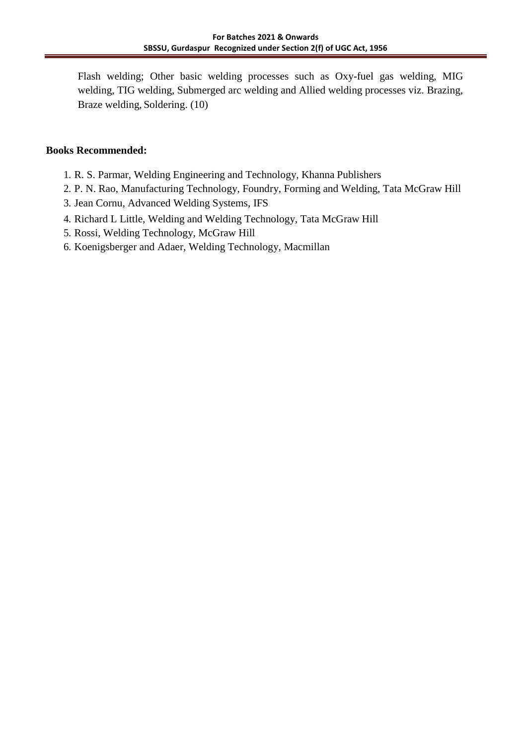Flash welding; Other basic welding processes such as Oxy-fuel gas welding, MIG welding, TIG welding, Submerged arc welding and Allied welding processes viz. Brazing, Braze welding, Soldering. (10)

**Books Recommended:**

1. R. S. Parmar, Welding Engineering and Technology, Khanna Publishers
2. P. N. Rao, Manufacturing Technology, Foundry, Forming and Welding, Tata McGraw Hill
3. Jean Cornu, Advanced Welding Systems, IFS
4. Richard L Little, Welding and Welding Technology, Tata McGraw Hill
5. Rossi, Welding Technology, McGraw Hill
6. Koenigsberger and Adaer, Welding Technology, Macmillan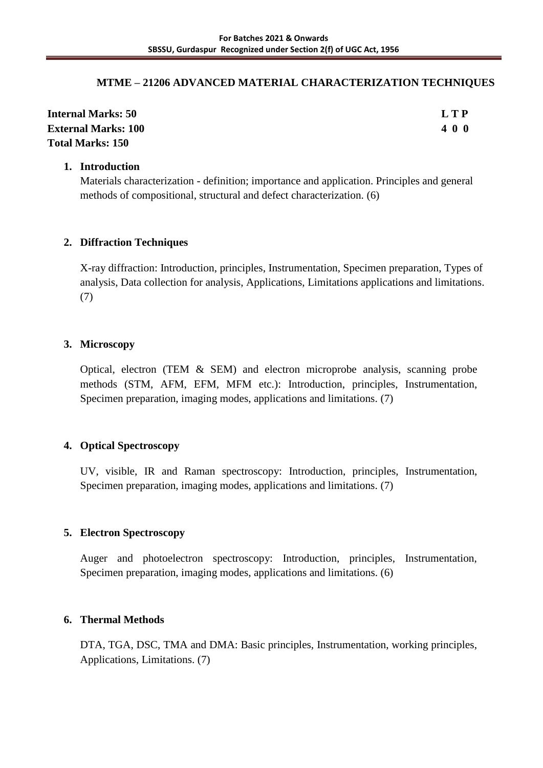## MTME – 21206 ADVANCED MATERIAL CHARACTERIZATION TECHNIQUES

| | |
|---|---|
| **Internal Marks: 50** | **L T P** |
| **External Marks: 100** | **4 0 0** |
| **Total Marks: 150** | |

1. **Introduction**

   Materials characterization - definition; importance and application. Principles and general methods of compositional, structural and defect characterization. (6)

2. **Diffraction Techniques**

   X-ray diffraction: Introduction, principles, Instrumentation, Specimen preparation, Types of analysis, Data collection for analysis, Applications, Limitations applications and limitations. (7)

3. **Microscopy**

   Optical, electron (TEM & SEM) and electron microprobe analysis, scanning probe methods (STM, AFM, EFM, MFM etc.): Introduction, principles, Instrumentation, Specimen preparation, imaging modes, applications and limitations. (7)

4. **Optical Spectroscopy**

   UV, visible, IR and Raman spectroscopy: Introduction, principles, Instrumentation, Specimen preparation, imaging modes, applications and limitations. (7)

5. **Electron Spectroscopy**

   Auger and photoelectron spectroscopy: Introduction, principles, Instrumentation, Specimen preparation, imaging modes, applications and limitations. (6)

6. **Thermal Methods**

   DTA, TGA, DSC, TMA and DMA: Basic principles, Instrumentation, working principles, Applications, Limitations. (7)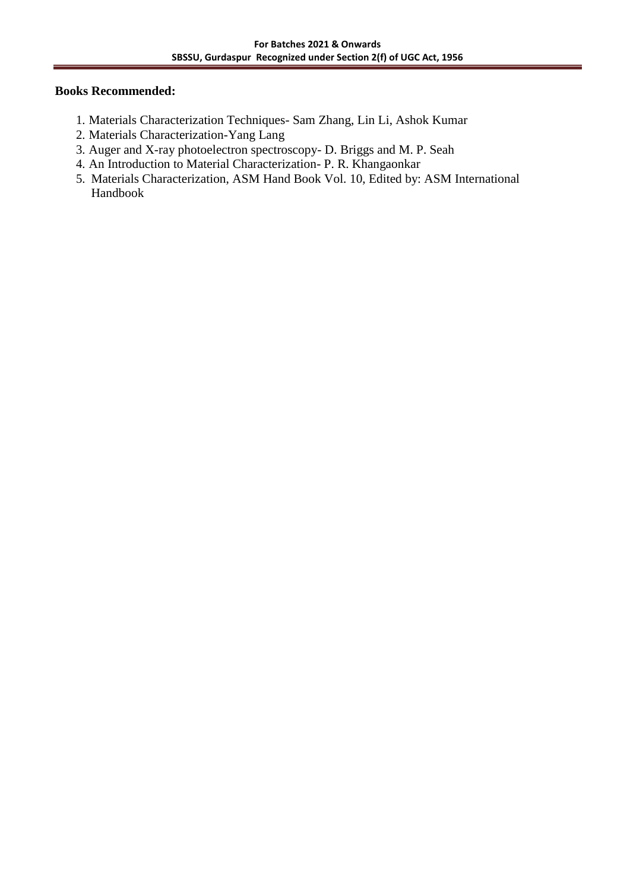**Books Recommended:**

1. Materials Characterization Techniques- Sam Zhang, Lin Li, Ashok Kumar
2. Materials Characterization-Yang Lang
3. Auger and X-ray photoelectron spectroscopy- D. Briggs and M. P. Seah
4. An Introduction to Material Characterization- P. R. Khangaonkar
5. Materials Characterization, ASM Hand Book Vol. 10, Edited by: ASM International Handbook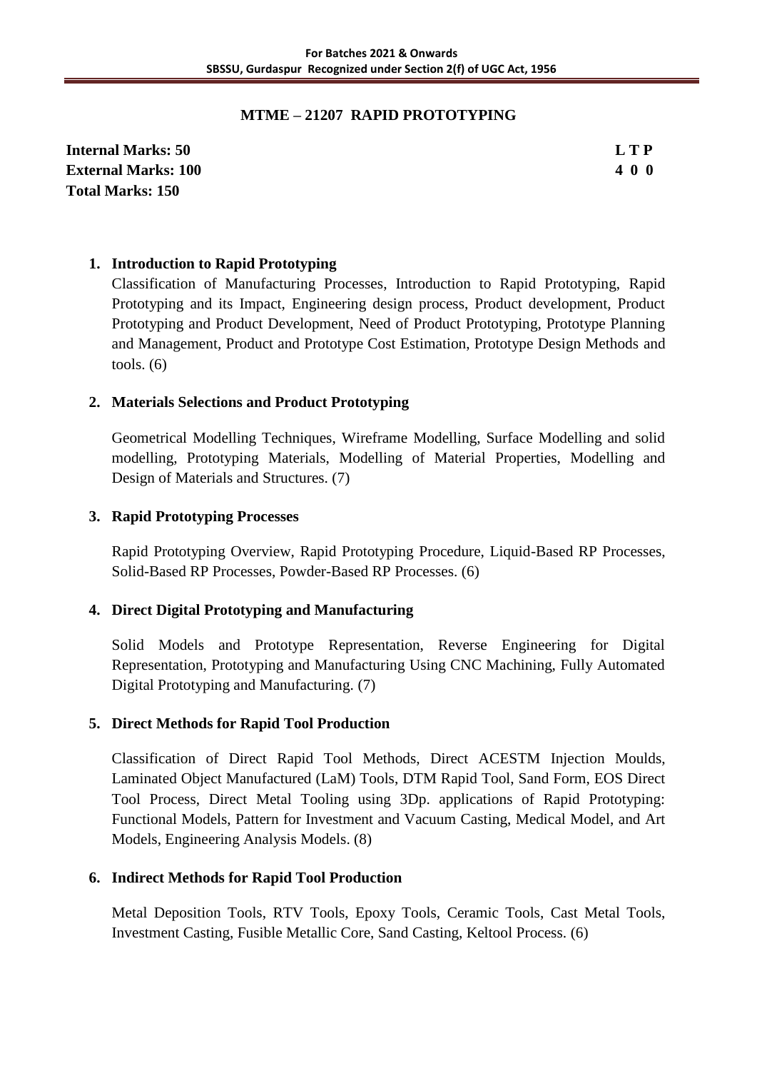## MTME – 21207 RAPID PROTOTYPING

**Internal Marks: 50** **L T P**
**External Marks: 100** **4 0 0**
**Total Marks: 150**

1. **Introduction to Rapid Prototyping**

   Classification of Manufacturing Processes, Introduction to Rapid Prototyping, Rapid Prototyping and its Impact, Engineering design process, Product development, Product Prototyping and Product Development, Need of Product Prototyping, Prototype Planning and Management, Product and Prototype Cost Estimation, Prototype Design Methods and tools. (6)

2. **Materials Selections and Product Prototyping**

   Geometrical Modelling Techniques, Wireframe Modelling, Surface Modelling and solid modelling, Prototyping Materials, Modelling of Material Properties, Modelling and Design of Materials and Structures. (7)

3. **Rapid Prototyping Processes**

   Rapid Prototyping Overview, Rapid Prototyping Procedure, Liquid-Based RP Processes, Solid-Based RP Processes, Powder-Based RP Processes. (6)

4. **Direct Digital Prototyping and Manufacturing**

   Solid Models and Prototype Representation, Reverse Engineering for Digital Representation, Prototyping and Manufacturing Using CNC Machining, Fully Automated Digital Prototyping and Manufacturing. (7)

5. **Direct Methods for Rapid Tool Production**

   Classification of Direct Rapid Tool Methods, Direct ACESTM Injection Moulds, Laminated Object Manufactured (LaM) Tools, DTM Rapid Tool, Sand Form, EOS Direct Tool Process, Direct Metal Tooling using 3Dp. applications of Rapid Prototyping: Functional Models, Pattern for Investment and Vacuum Casting, Medical Model, and Art Models, Engineering Analysis Models. (8)

6. **Indirect Methods for Rapid Tool Production**

   Metal Deposition Tools, RTV Tools, Epoxy Tools, Ceramic Tools, Cast Metal Tools, Investment Casting, Fusible Metallic Core, Sand Casting, Keltool Process. (6)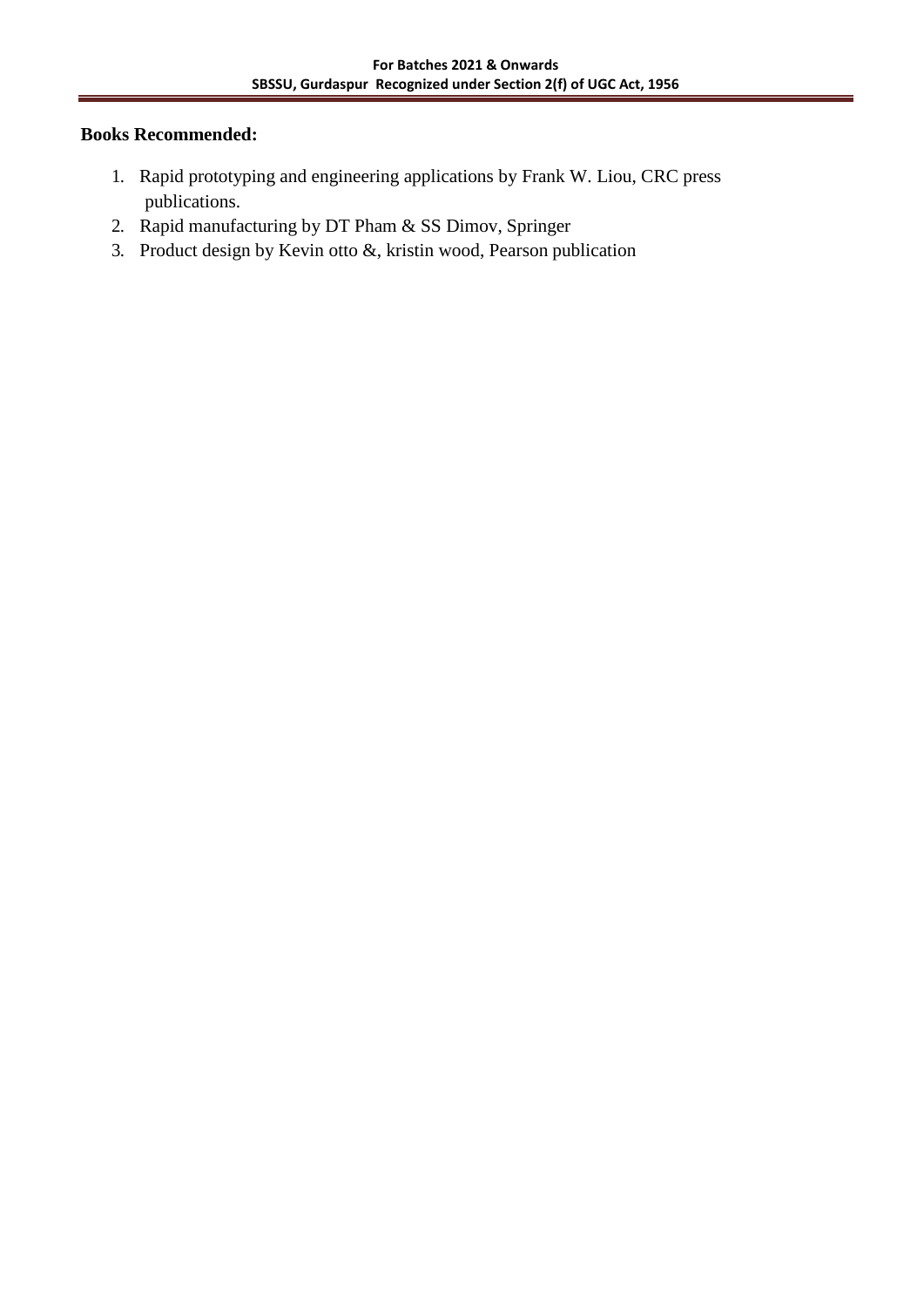**Books Recommended:**

1. Rapid prototyping and engineering applications by Frank W. Liou, CRC press publications.
2. Rapid manufacturing by DT Pham & SS Dimov, Springer
3. Product design by Kevin otto &, kristin wood, Pearson publication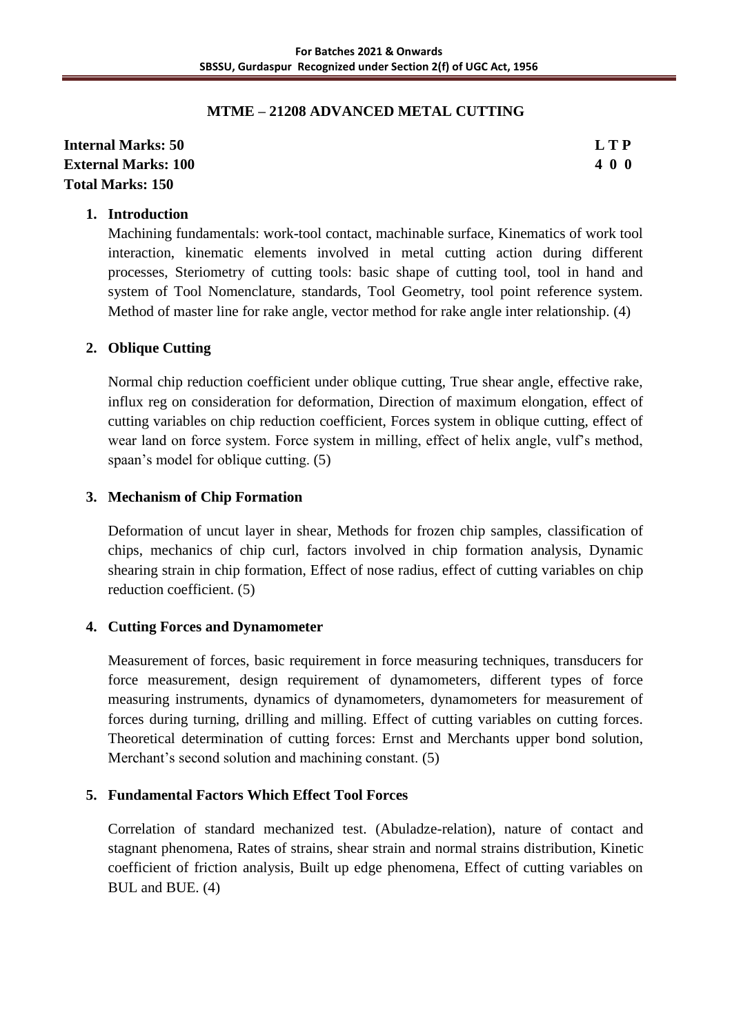## MTME – 21208 ADVANCED METAL CUTTING

**Internal Marks: 50** **L T P**
**External Marks: 100** **4 0 0**
**Total Marks: 150**

1. **Introduction**

   Machining fundamentals: work-tool contact, machinable surface, Kinematics of work tool interaction, kinematic elements involved in metal cutting action during different processes, Steriometry of cutting tools: basic shape of cutting tool, tool in hand and system of Tool Nomenclature, standards, Tool Geometry, tool point reference system. Method of master line for rake angle, vector method for rake angle inter relationship. (4)

2. **Oblique Cutting**

   Normal chip reduction coefficient under oblique cutting, True shear angle, effective rake, influx reg on consideration for deformation, Direction of maximum elongation, effect of cutting variables on chip reduction coefficient, Forces system in oblique cutting, effect of wear land on force system. Force system in milling, effect of helix angle, vulf's method, spaan's model for oblique cutting. (5)

3. **Mechanism of Chip Formation**

   Deformation of uncut layer in shear, Methods for frozen chip samples, classification of chips, mechanics of chip curl, factors involved in chip formation analysis, Dynamic shearing strain in chip formation, Effect of nose radius, effect of cutting variables on chip reduction coefficient. (5)

4. **Cutting Forces and Dynamometer**

   Measurement of forces, basic requirement in force measuring techniques, transducers for force measurement, design requirement of dynamometers, different types of force measuring instruments, dynamics of dynamometers, dynamometers for measurement of forces during turning, drilling and milling. Effect of cutting variables on cutting forces. Theoretical determination of cutting forces: Ernst and Merchants upper bond solution, Merchant's second solution and machining constant. (5)

5. **Fundamental Factors Which Effect Tool Forces**

   Correlation of standard mechanized test. (Abuladze-relation), nature of contact and stagnant phenomena, Rates of strains, shear strain and normal strains distribution, Kinetic coefficient of friction analysis, Built up edge phenomena, Effect of cutting variables on BUL and BUE. (4)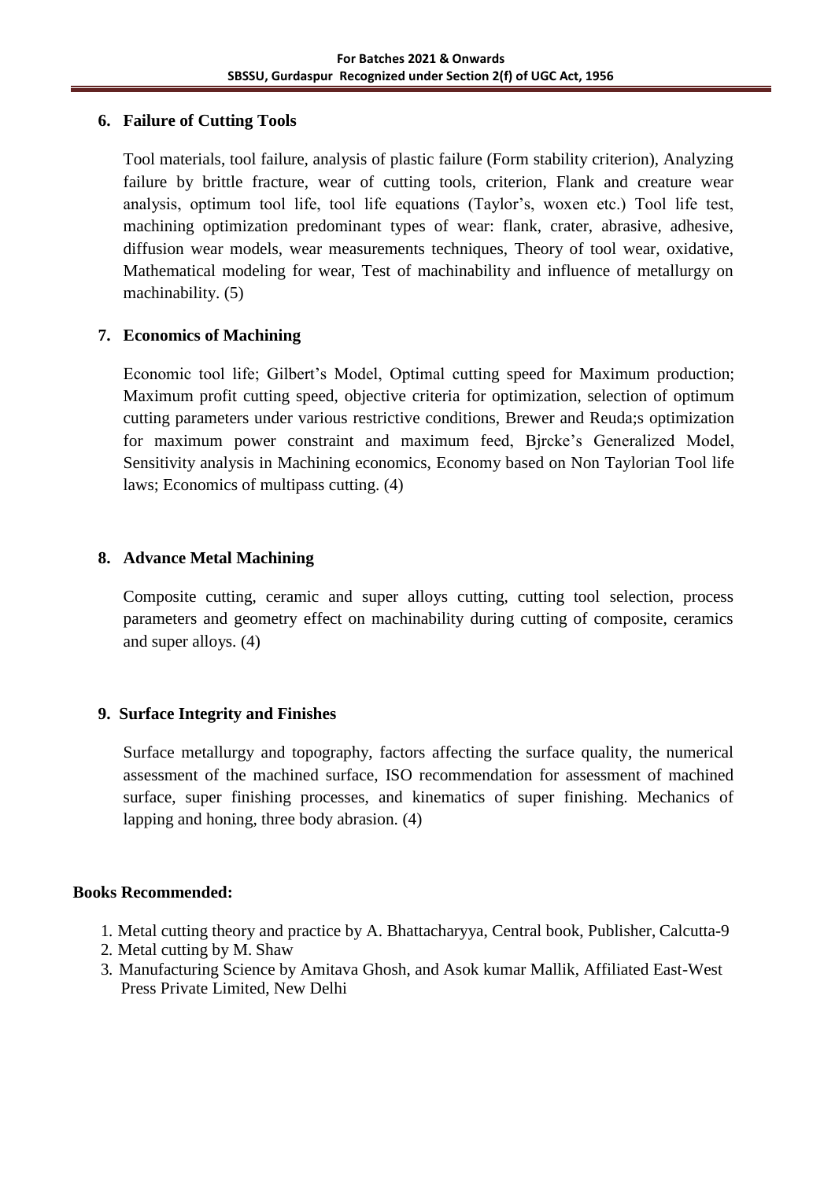### 6. Failure of Cutting Tools

Tool materials, tool failure, analysis of plastic failure (Form stability criterion), Analyzing failure by brittle fracture, wear of cutting tools, criterion, Flank and creature wear analysis, optimum tool life, tool life equations (Taylor's, woxen etc.) Tool life test, machining optimization predominant types of wear: flank, crater, abrasive, adhesive, diffusion wear models, wear measurements techniques, Theory of tool wear, oxidative, Mathematical modeling for wear, Test of machinability and influence of metallurgy on machinability. (5)

### 7. Economics of Machining

Economic tool life; Gilbert's Model, Optimal cutting speed for Maximum production; Maximum profit cutting speed, objective criteria for optimization, selection of optimum cutting parameters under various restrictive conditions, Brewer and Reuda;s optimization for maximum power constraint and maximum feed, Bjrcke's Generalized Model, Sensitivity analysis in Machining economics, Economy based on Non Taylorian Tool life laws; Economics of multipass cutting. (4)

### 8. Advance Metal Machining

Composite cutting, ceramic and super alloys cutting, cutting tool selection, process parameters and geometry effect on machinability during cutting of composite, ceramics and super alloys. (4)

### 9. Surface Integrity and Finishes

Surface metallurgy and topography, factors affecting the surface quality, the numerical assessment of the machined surface, ISO recommendation for assessment of machined surface, super finishing processes, and kinematics of super finishing. Mechanics of lapping and honing, three body abrasion. (4)

## Books Recommended:

1. Metal cutting theory and practice by A. Bhattacharyya, Central book, Publisher, Calcutta-9
2. Metal cutting by M. Shaw
3. Manufacturing Science by Amitava Ghosh, and Asok kumar Mallik, Affiliated East-West Press Private Limited, New Delhi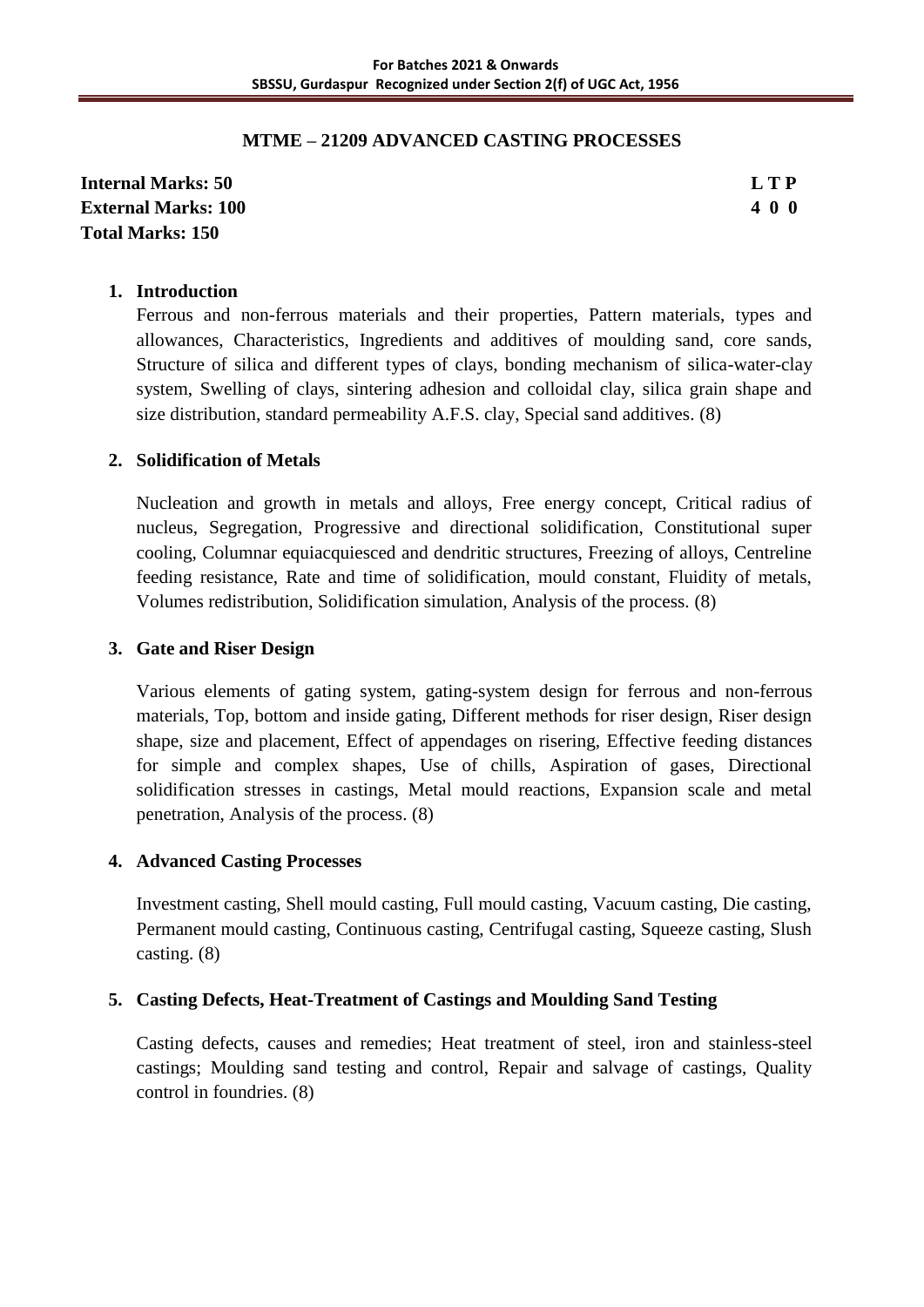## MTME – 21209 ADVANCED CASTING PROCESSES

**Internal Marks: 50** **L T P**
**External Marks: 100** **4 0 0**
**Total Marks: 150**

1. **Introduction**

   Ferrous and non-ferrous materials and their properties, Pattern materials, types and allowances, Characteristics, Ingredients and additives of moulding sand, core sands, Structure of silica and different types of clays, bonding mechanism of silica-water-clay system, Swelling of clays, sintering adhesion and colloidal clay, silica grain shape and size distribution, standard permeability A.F.S. clay, Special sand additives. (8)

2. **Solidification of Metals**

   Nucleation and growth in metals and alloys, Free energy concept, Critical radius of nucleus, Segregation, Progressive and directional solidification, Constitutional super cooling, Columnar equiacquiesced and dendritic structures, Freezing of alloys, Centreline feeding resistance, Rate and time of solidification, mould constant, Fluidity of metals, Volumes redistribution, Solidification simulation, Analysis of the process. (8)

3. **Gate and Riser Design**

   Various elements of gating system, gating-system design for ferrous and non-ferrous materials, Top, bottom and inside gating, Different methods for riser design, Riser design shape, size and placement, Effect of appendages on risering, Effective feeding distances for simple and complex shapes, Use of chills, Aspiration of gases, Directional solidification stresses in castings, Metal mould reactions, Expansion scale and metal penetration, Analysis of the process. (8)

4. **Advanced Casting Processes**

   Investment casting, Shell mould casting, Full mould casting, Vacuum casting, Die casting, Permanent mould casting, Continuous casting, Centrifugal casting, Squeeze casting, Slush casting. (8)

5. **Casting Defects, Heat-Treatment of Castings and Moulding Sand Testing**

   Casting defects, causes and remedies; Heat treatment of steel, iron and stainless-steel castings; Moulding sand testing and control, Repair and salvage of castings, Quality control in foundries. (8)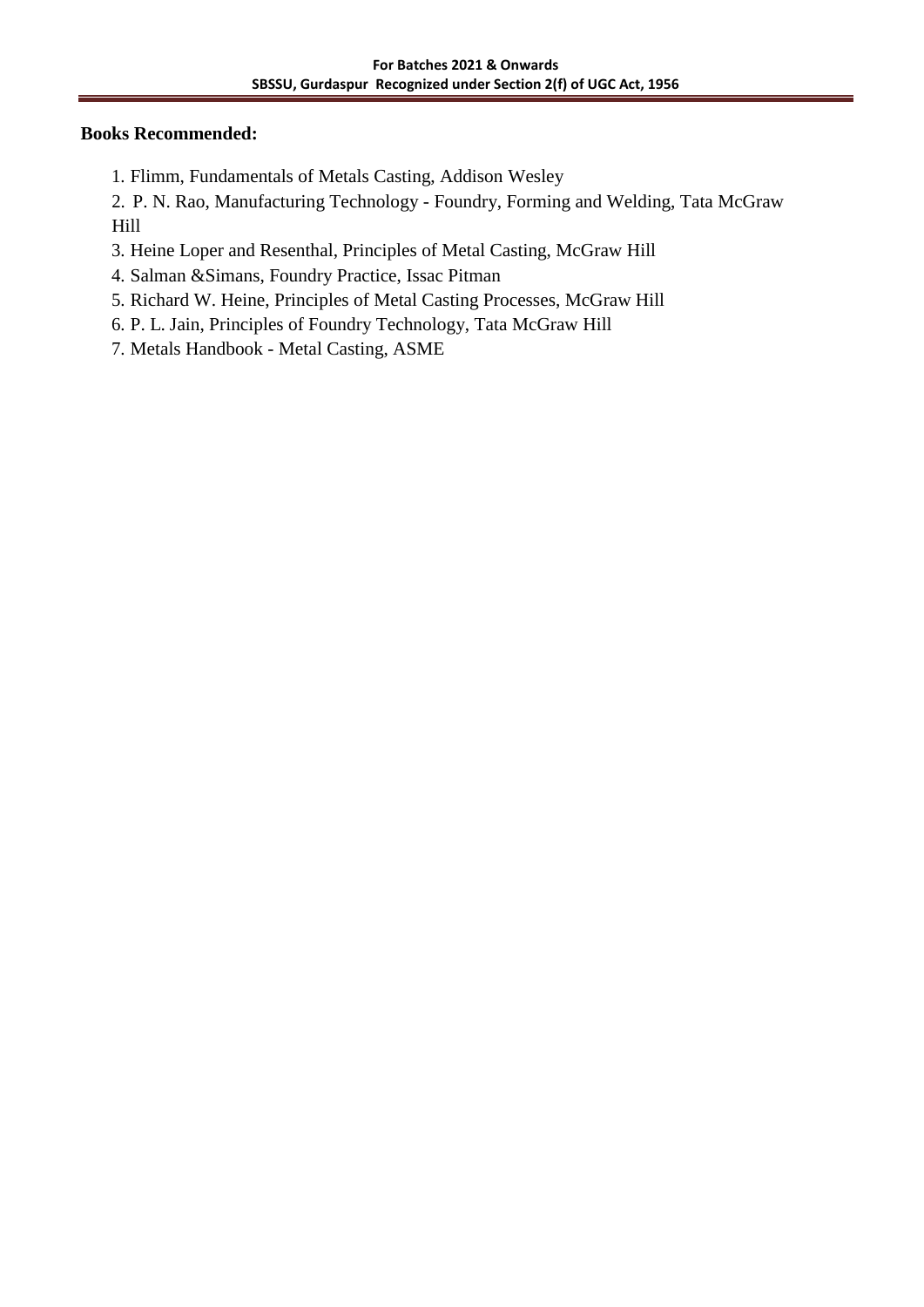**Books Recommended:**

1. Flimm, Fundamentals of Metals Casting, Addison Wesley
2. P. N. Rao, Manufacturing Technology - Foundry, Forming and Welding, Tata McGraw Hill
3. Heine Loper and Resenthal, Principles of Metal Casting, McGraw Hill
4. Salman &Simans, Foundry Practice, Issac Pitman
5. Richard W. Heine, Principles of Metal Casting Processes, McGraw Hill
6. P. L. Jain, Principles of Foundry Technology, Tata McGraw Hill
7. Metals Handbook - Metal Casting, ASME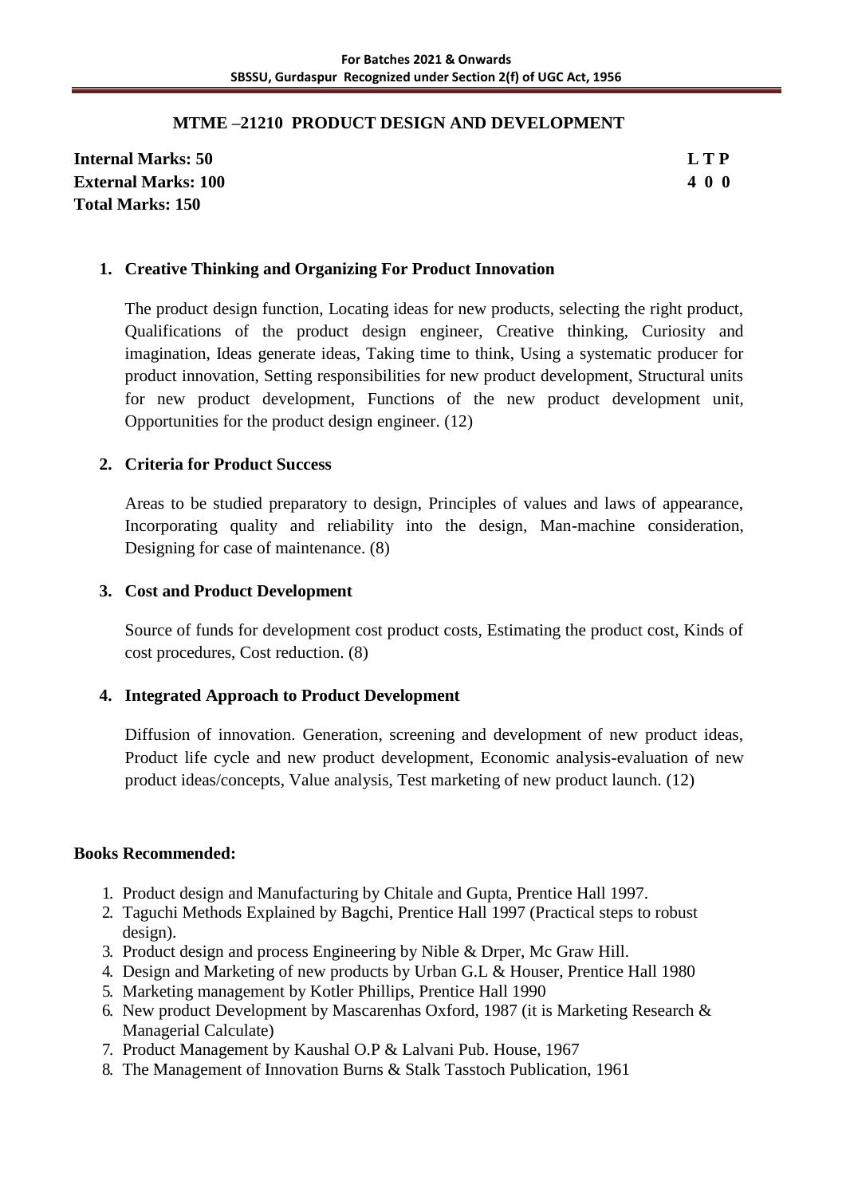## MTME –21210 PRODUCT DESIGN AND DEVELOPMENT

| | |
|---|---|
| **Internal Marks: 50** | **L T P** |
| **External Marks: 100** | **4 0 0** |
| **Total Marks: 150** | |

1. **Creative Thinking and Organizing For Product Innovation**

   The product design function, Locating ideas for new products, selecting the right product, Qualifications of the product design engineer, Creative thinking, Curiosity and imagination, Ideas generate ideas, Taking time to think, Using a systematic producer for product innovation, Setting responsibilities for new product development, Structural units for new product development, Functions of the new product development unit, Opportunities for the product design engineer. (12)

2. **Criteria for Product Success**

   Areas to be studied preparatory to design, Principles of values and laws of appearance, Incorporating quality and reliability into the design, Man-machine consideration, Designing for case of maintenance. (8)

3. **Cost and Product Development**

   Source of funds for development cost product costs, Estimating the product cost, Kinds of cost procedures, Cost reduction. (8)

4. **Integrated Approach to Product Development**

   Diffusion of innovation. Generation, screening and development of new product ideas, Product life cycle and new product development, Economic analysis-evaluation of new product ideas/concepts, Value analysis, Test marketing of new product launch. (12)

**Books Recommended:**

1. Product design and Manufacturing by Chitale and Gupta, Prentice Hall 1997.
2. Taguchi Methods Explained by Bagchi, Prentice Hall 1997 (Practical steps to robust design).
3. Product design and process Engineering by Nible & Drper, Mc Graw Hill.
4. Design and Marketing of new products by Urban G.L & Houser, Prentice Hall 1980
5. Marketing management by Kotler Phillips, Prentice Hall 1990
6. New product Development by Mascarenhas Oxford, 1987 (it is Marketing Research & Managerial Calculate)
7. Product Management by Kaushal O.P & Lalvani Pub. House, 1967
8. The Management of Innovation Burns & Stalk Tasstoch Publication, 1961